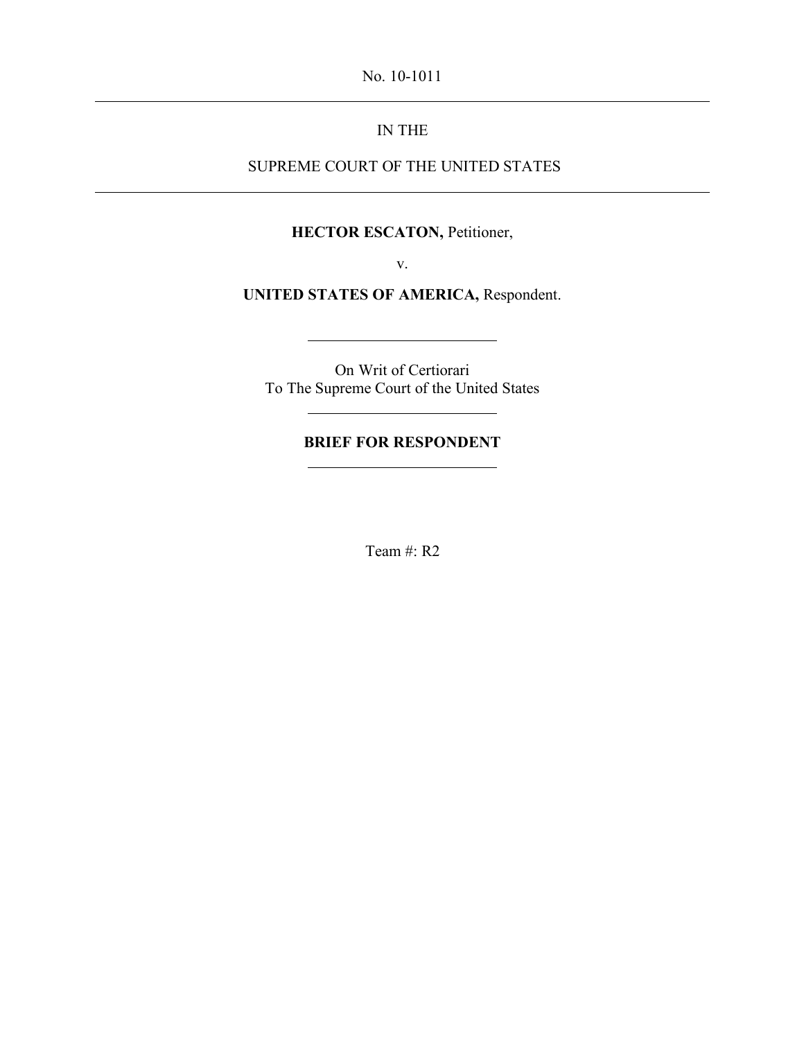No. 10-1011

---

IN THE

SUPREME COURT OF THE UNITED STATES

---

**HECTOR ESCATON,** Petitioner,

v.

**UNITED STATES OF AMERICA,** Respondent.

---

On Writ of Certiorari
To The Supreme Court of the United States

---

**BRIEF FOR RESPONDENT**

---

Team #: R2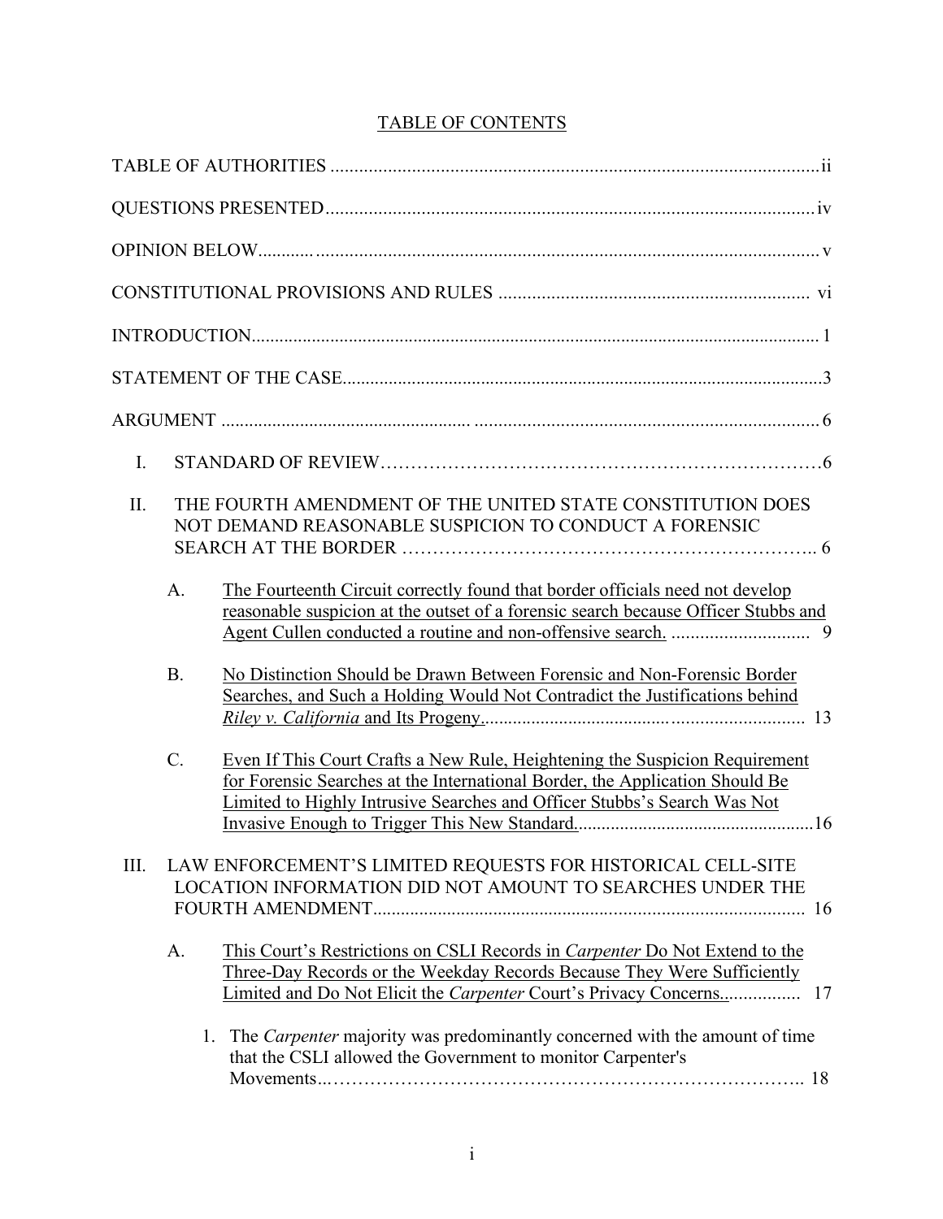# TABLE OF CONTENTS

TABLE OF AUTHORITIES ........................................................................................................ii

QUESTIONS PRESENTED .......................................................................................................iv

OPINION BELOW ........................................................................................................................v

CONSTITUTIONAL PROVISIONS AND RULES ................................................................. vi

INTRODUCTION ..........................................................................................................................1

STATEMENT OF THE CASE .......................................................................................................3

ARGUMENT ..................................................................................................................................6

I. STANDARD OF REVIEW ......................................................................................................6

II. THE FOURTH AMENDMENT OF THE UNITED STATE CONSTITUTION DOES NOT DEMAND REASONABLE SUSPICION TO CONDUCT A FORENSIC SEARCH AT THE BORDER ........................................................................... 6

   A. The Fourteenth Circuit correctly found that border officials need not develop reasonable suspicion at the outset of a forensic search because Officer Stubbs and Agent Cullen conducted a routine and non-offensive search. ............................. 9

   B. No Distinction Should be Drawn Between Forensic and Non-Forensic Border Searches, and Such a Holding Would Not Contradict the Justifications behind *Riley v. California* and Its Progeny. .................................................................... 13

   C. Even If This Court Crafts a New Rule, Heightening the Suspicion Requirement for Forensic Searches at the International Border, the Application Should Be Limited to Highly Intrusive Searches and Officer Stubbs's Search Was Not Invasive Enough to Trigger This New Standard. ..................................................16

III. LAW ENFORCEMENT'S LIMITED REQUESTS FOR HISTORICAL CELL-SITE LOCATION INFORMATION DID NOT AMOUNT TO SEARCHES UNDER THE FOURTH AMENDMENT ........................................................................................... 16

   A. This Court's Restrictions on CSLI Records in *Carpenter* Do Not Extend to the Three-Day Records or the Weekday Records Because They Were Sufficiently Limited and Do Not Elicit the *Carpenter* Court's Privacy Concerns. ................ 17

      1. The *Carpenter* majority was predominantly concerned with the amount of time that the CSLI allowed the Government to monitor Carpenter's Movements. ..................................................................... 18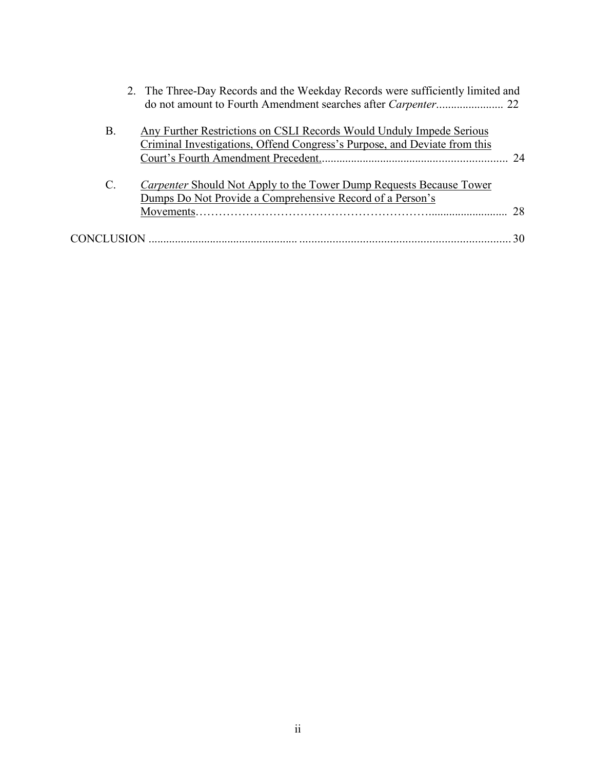2. The Three-Day Records and the Weekday Records were sufficiently limited and do not amount to Fourth Amendment searches after *Carpenter*....................... 22

B. Any Further Restrictions on CSLI Records Would Unduly Impede Serious Criminal Investigations, Offend Congress's Purpose, and Deviate from this Court's Fourth Amendment Precedent................................................................ 24

C. *Carpenter* Should Not Apply to the Tower Dump Requests Because Tower Dumps Do Not Provide a Comprehensive Record of a Person's Movements………………………………………………………........................... 28

CONCLUSION .................................................. ...................................................................... 30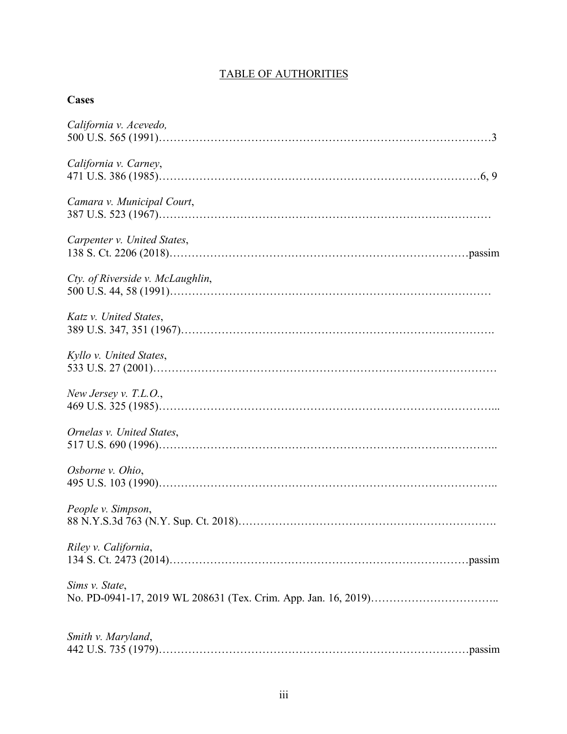TABLE OF AUTHORITIES

**Cases**

*California v. Acevedo,*
500 U.S. 565 (1991)……………………………………………………………………………3

*California v. Carney*,
471 U.S. 386 (1985)……………………………………………………………………………6, 9

*Camara v. Municipal Court*,
387 U.S. 523 (1967)……………………………………………………………………………

*Carpenter v. United States*,
138 S. Ct. 2206 (2018)…………………………………………………………………………passim

*Cty. of Riverside v. McLaughlin*,
500 U.S. 44, 58 (1991)…………………………………………………………………………

*Katz v. United States*,
389 U.S. 347, 351 (1967)………………………………………………………………………

*Kyllo v. United States*,
533 U.S. 27 (2001)……………………………………………………………………………

*New Jersey v. T.L.O.*,
469 U.S. 325 (1985)……………………………………………………………………………...

*Ornelas v. United States*,
517 U.S. 690 (1996)……………………………………………………………………………..

*Osborne v. Ohio*,
495 U.S. 103 (1990)……………………………………………………………………………..

*People v. Simpson*,
88 N.Y.S.3d 763 (N.Y. Sup. Ct. 2018)………………………………………………………….

*Riley v. California*,
134 S. Ct. 2473 (2014)…………………………………………………………………………passim

*Sims v. State*,
No. PD-0941-17, 2019 WL 208631 (Tex. Crim. App. Jan. 16, 2019)……………………………..

*Smith v. Maryland*,
442 U.S. 735 (1979)……………………………………………………………………………passim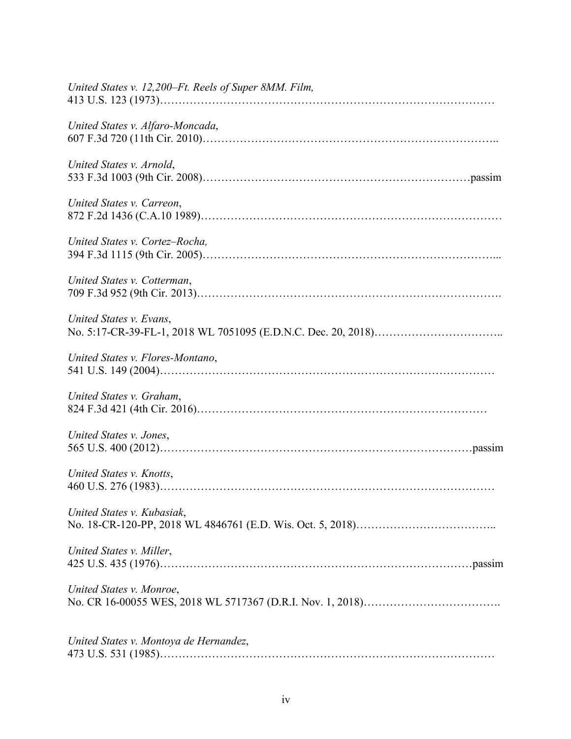*United States v. 12,200–Ft. Reels of Super 8MM. Film,*
413 U.S. 123 (1973)………………………………………………………………………………

*United States v. Alfaro-Moncada*,
607 F.3d 720 (11th Cir. 2010)…………………………………………………………………..

*United States v. Arnold*,
533 F.3d 1003 (9th Cir. 2008)………………………………………………………………passim

*United States v. Carreon*,
872 F.2d 1436 (C.A.10 1989)……………………………………………………………………

*United States v. Cortez–Rocha,*
394 F.3d 1115 (9th Cir. 2005)…………………………………………………………………...

*United States v. Cotterman*,
709 F.3d 952 (9th Cir. 2013)…………………………………………………………………….

*United States v. Evans*,
No. 5:17-CR-39-FL-1, 2018 WL 7051095 (E.D.N.C. Dec. 20, 2018)……………………………..

*United States v. Flores-Montano*,
541 U.S. 149 (2004)………………………………………………………………………………

*United States v. Graham*,
824 F.3d 421 (4th Cir. 2016)……………………………………………………………………

*United States v. Jones*,
565 U.S. 400 (2012)…………………………………………………………………………passim

*United States v. Knotts*,
460 U.S. 276 (1983)………………………………………………………………………………

*United States v. Kubasiak*,
No. 18-CR-120-PP, 2018 WL 4846761 (E.D. Wis. Oct. 5, 2018)………………………………..

*United States v. Miller*,
425 U.S. 435 (1976)…………………………………………………………………………passim

*United States v. Monroe*,
No. CR 16-00055 WES, 2018 WL 5717367 (D.R.I. Nov. 1, 2018)……………………………….

*United States v. Montoya de Hernandez*,
473 U.S. 531 (1985)………………………………………………………………………………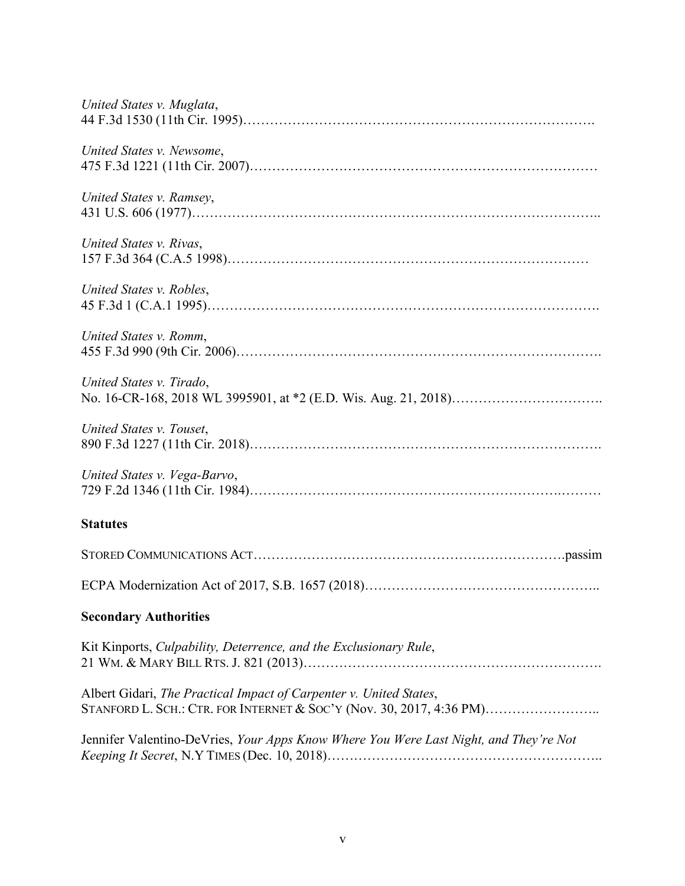*United States v. Muglata*,
44 F.3d 1530 (11th Cir. 1995)……………………………………………………………………….

*United States v. Newsome*,
475 F.3d 1221 (11th Cir. 2007)………………………………………………………………………

*United States v. Ramsey*,
431 U.S. 606 (1977)………………………………………………………………………………..

*United States v. Rivas*,
157 F.3d 364 (C.A.5 1998)…………………………………………………………………………

*United States v. Robles*,
45 F.3d 1 (C.A.1 1995)…………………………………………………………………………….

*United States v. Romm*,
455 F.3d 990 (9th Cir. 2006)……………………………………………………………………….

*United States v. Tirado*,
No. 16-CR-168, 2018 WL 3995901, at *2 (E.D. Wis. Aug. 21, 2018)…………………………….

*United States v. Touset*,
890 F.3d 1227 (11th Cir. 2018)…………………………………………………………………….

*United States v. Vega-Barvo*,
729 F.2d 1346 (11th Cir. 1984)………………………………………………………………………

**Statutes**

STORED COMMUNICATIONS ACT……………………………………………………………passim

ECPA Modernization Act of 2017, S.B. 1657 (2018)……………………………………………..

**Secondary Authorities**

Kit Kinports, *Culpability, Deterrence, and the Exclusionary Rule*,
21 WM. & MARY BILL RTS. J. 821 (2013)……………………………………………………….

Albert Gidari, *The Practical Impact of Carpenter v. United States*,
STANFORD L. SCH.: CTR. FOR INTERNET & SOC'Y (Nov. 30, 2017, 4:36 PM)……………………..

Jennifer Valentino-DeVries, *Your Apps Know Where You Were Last Night, and They're Not Keeping It Secret*, N.Y TIMES (Dec. 10, 2018)…………………………………………………..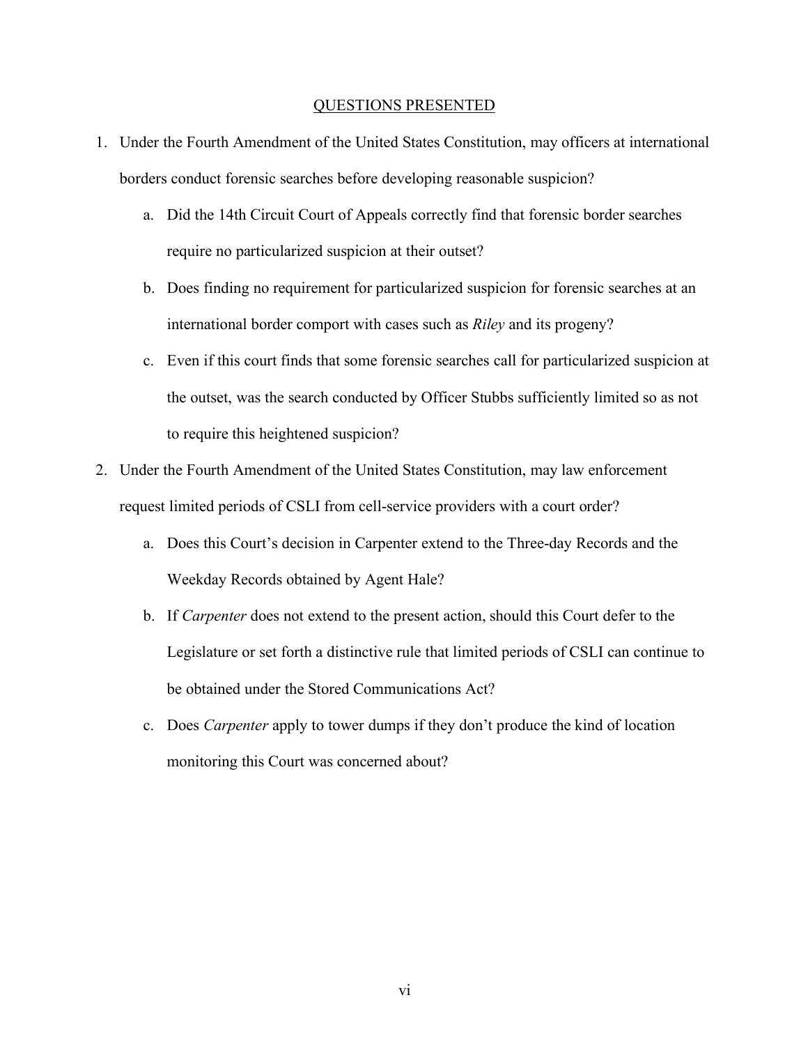## QUESTIONS PRESENTED

1. Under the Fourth Amendment of the United States Constitution, may officers at international borders conduct forensic searches before developing reasonable suspicion?
   a. Did the 14th Circuit Court of Appeals correctly find that forensic border searches require no particularized suspicion at their outset?
   b. Does finding no requirement for particularized suspicion for forensic searches at an international border comport with cases such as *Riley* and its progeny?
   c. Even if this court finds that some forensic searches call for particularized suspicion at the outset, was the search conducted by Officer Stubbs sufficiently limited so as not to require this heightened suspicion?
2. Under the Fourth Amendment of the United States Constitution, may law enforcement request limited periods of CSLI from cell-service providers with a court order?
   a. Does this Court's decision in Carpenter extend to the Three-day Records and the Weekday Records obtained by Agent Hale?
   b. If *Carpenter* does not extend to the present action, should this Court defer to the Legislature or set forth a distinctive rule that limited periods of CSLI can continue to be obtained under the Stored Communications Act?
   c. Does *Carpenter* apply to tower dumps if they don't produce the kind of location monitoring this Court was concerned about?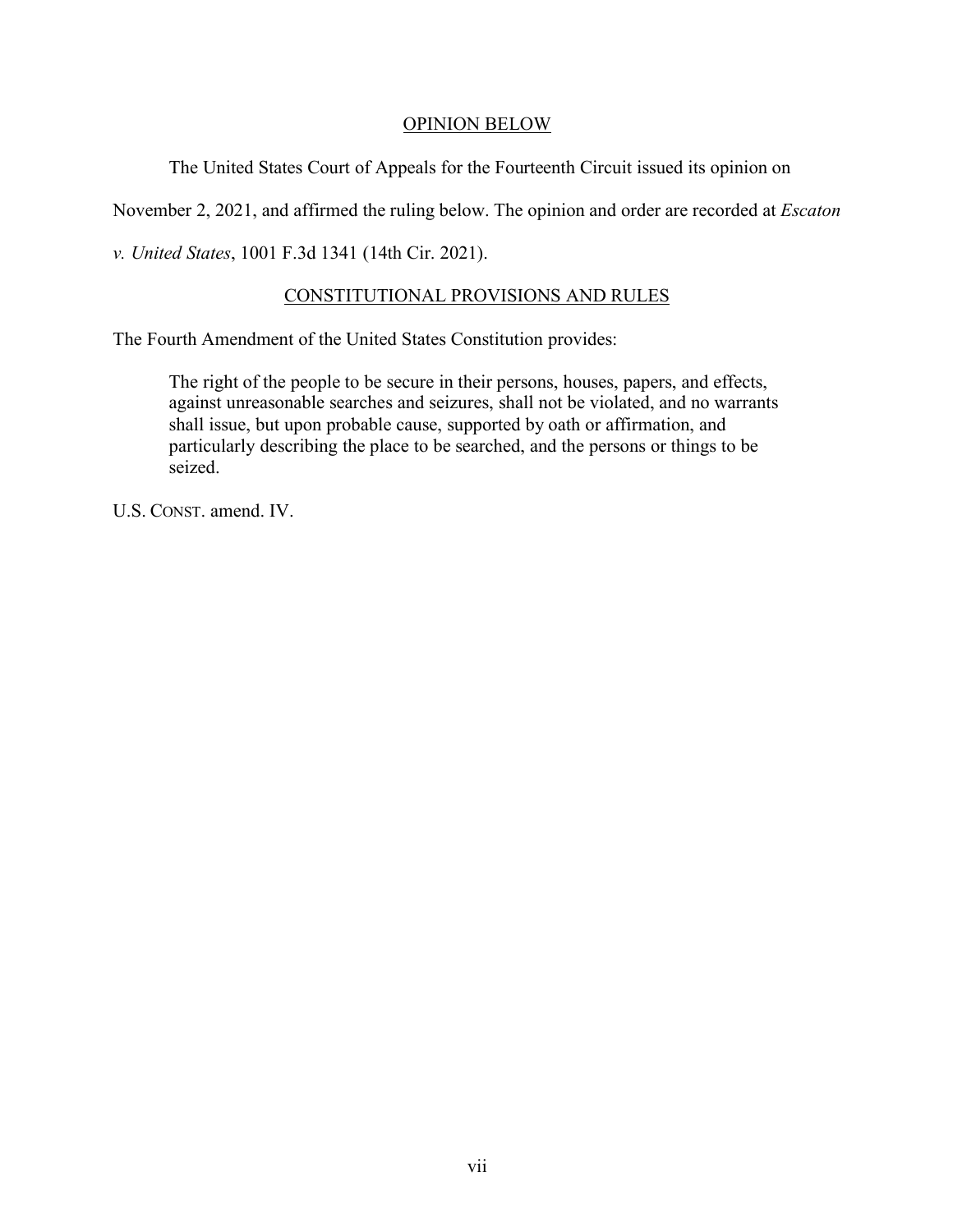## OPINION BELOW

The United States Court of Appeals for the Fourteenth Circuit issued its opinion on November 2, 2021, and affirmed the ruling below. The opinion and order are recorded at *Escaton v. United States*, 1001 F.3d 1341 (14th Cir. 2021).

## CONSTITUTIONAL PROVISIONS AND RULES

The Fourth Amendment of the United States Constitution provides:

> The right of the people to be secure in their persons, houses, papers, and effects, against unreasonable searches and seizures, shall not be violated, and no warrants shall issue, but upon probable cause, supported by oath or affirmation, and particularly describing the place to be searched, and the persons or things to be seized.

U.S. CONST. amend. IV.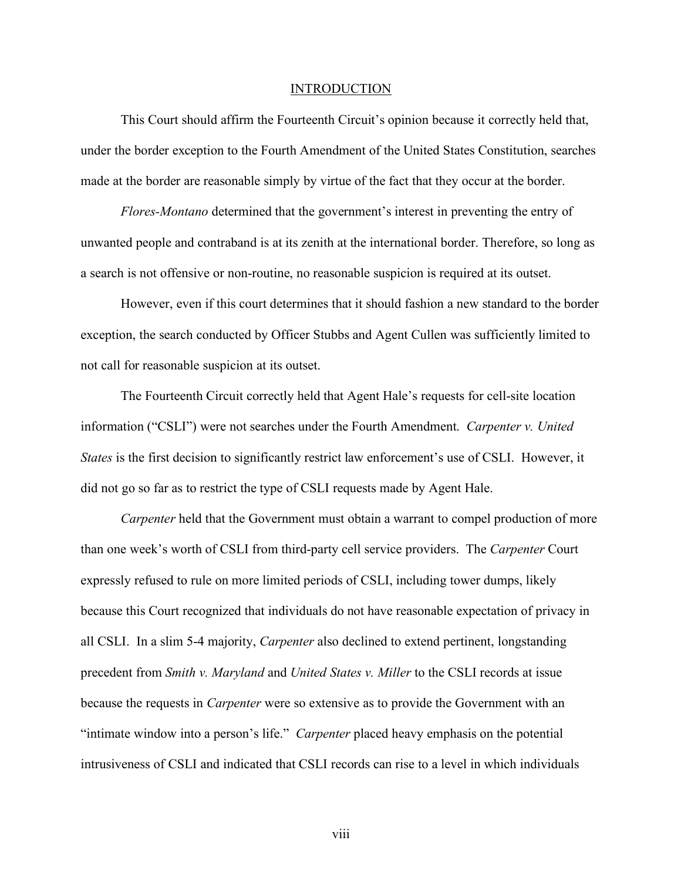## INTRODUCTION

This Court should affirm the Fourteenth Circuit's opinion because it correctly held that, under the border exception to the Fourth Amendment of the United States Constitution, searches made at the border are reasonable simply by virtue of the fact that they occur at the border.

*Flores-Montano* determined that the government's interest in preventing the entry of unwanted people and contraband is at its zenith at the international border. Therefore, so long as a search is not offensive or non-routine, no reasonable suspicion is required at its outset.

However, even if this court determines that it should fashion a new standard to the border exception, the search conducted by Officer Stubbs and Agent Cullen was sufficiently limited to not call for reasonable suspicion at its outset.

The Fourteenth Circuit correctly held that Agent Hale's requests for cell-site location information ("CSLI") were not searches under the Fourth Amendment. *Carpenter v. United States* is the first decision to significantly restrict law enforcement's use of CSLI. However, it did not go so far as to restrict the type of CSLI requests made by Agent Hale.

*Carpenter* held that the Government must obtain a warrant to compel production of more than one week's worth of CSLI from third-party cell service providers. The *Carpenter* Court expressly refused to rule on more limited periods of CSLI, including tower dumps, likely because this Court recognized that individuals do not have reasonable expectation of privacy in all CSLI. In a slim 5-4 majority, *Carpenter* also declined to extend pertinent, longstanding precedent from *Smith v. Maryland* and *United States v. Miller* to the CSLI records at issue because the requests in *Carpenter* were so extensive as to provide the Government with an "intimate window into a person's life." *Carpenter* placed heavy emphasis on the potential intrusiveness of CSLI and indicated that CSLI records can rise to a level in which individuals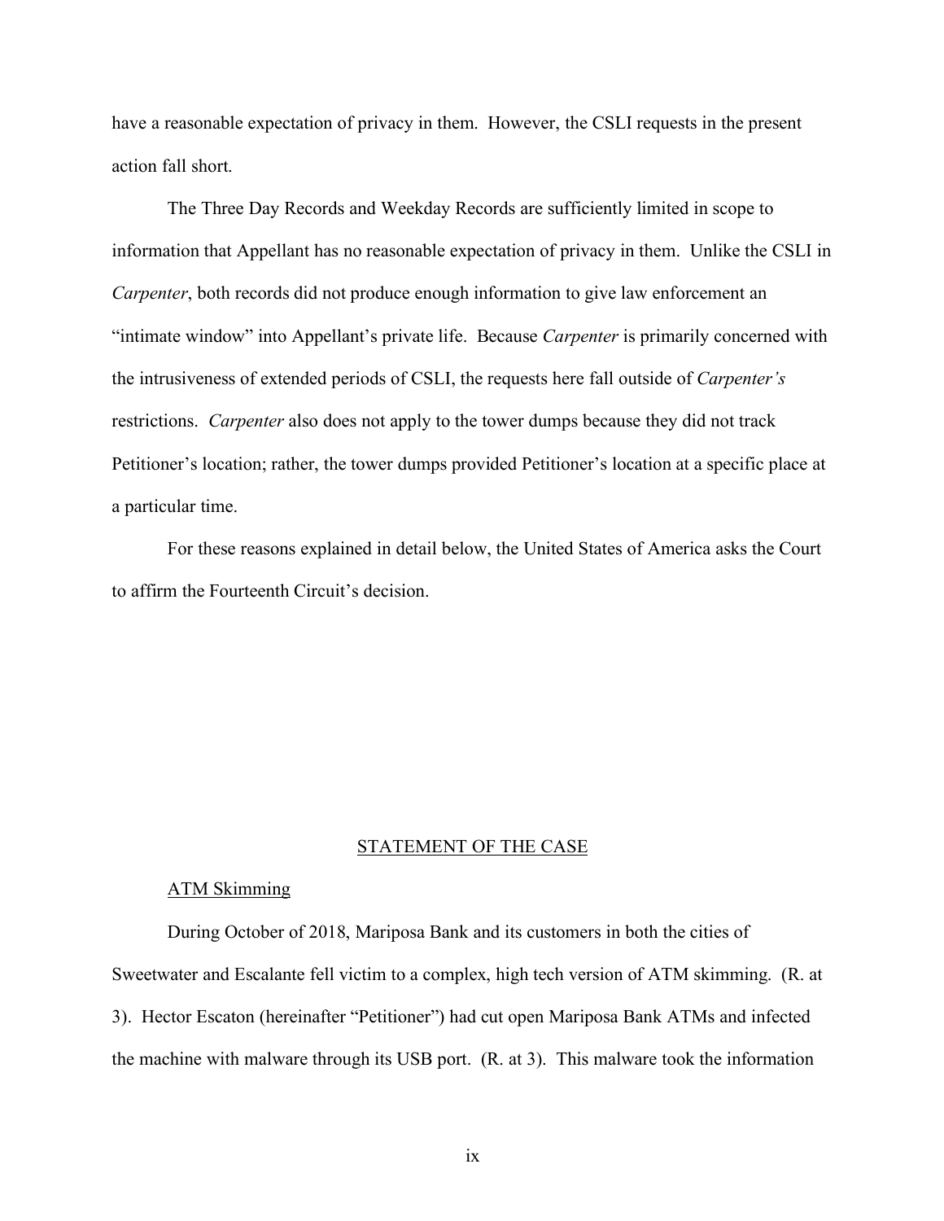have a reasonable expectation of privacy in them. However, the CSLI requests in the present action fall short.

The Three Day Records and Weekday Records are sufficiently limited in scope to information that Appellant has no reasonable expectation of privacy in them. Unlike the CSLI in *Carpenter*, both records did not produce enough information to give law enforcement an "intimate window" into Appellant's private life. Because *Carpenter* is primarily concerned with the intrusiveness of extended periods of CSLI, the requests here fall outside of *Carpenter's* restrictions. *Carpenter* also does not apply to the tower dumps because they did not track Petitioner's location; rather, the tower dumps provided Petitioner's location at a specific place at a particular time.

For these reasons explained in detail below, the United States of America asks the Court to affirm the Fourteenth Circuit's decision.

## STATEMENT OF THE CASE

### ATM Skimming

During October of 2018, Mariposa Bank and its customers in both the cities of Sweetwater and Escalante fell victim to a complex, high tech version of ATM skimming. (R. at 3). Hector Escaton (hereinafter "Petitioner") had cut open Mariposa Bank ATMs and infected the machine with malware through its USB port. (R. at 3). This malware took the information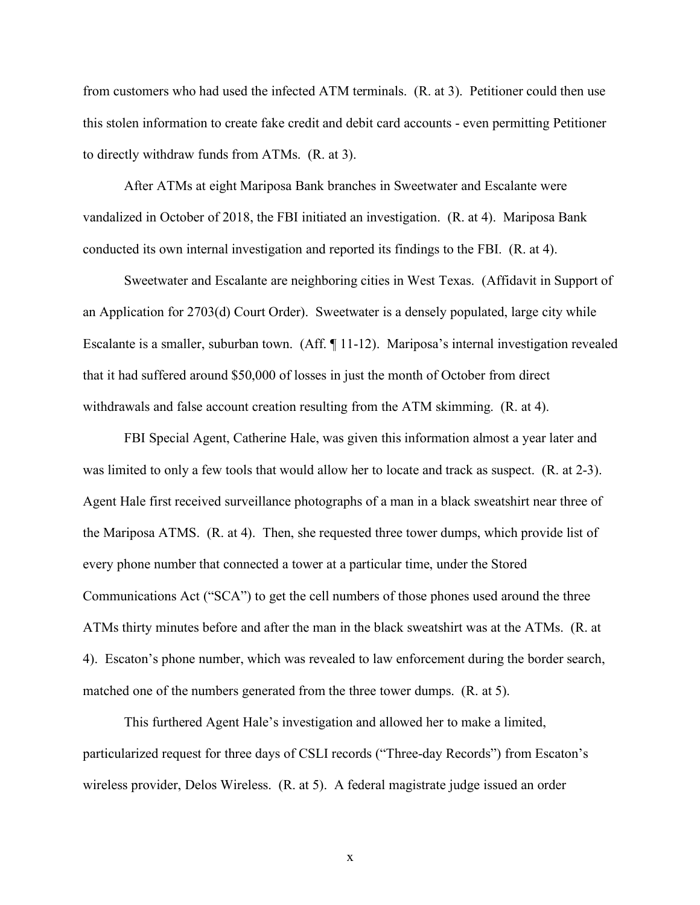from customers who had used the infected ATM terminals. (R. at 3). Petitioner could then use this stolen information to create fake credit and debit card accounts - even permitting Petitioner to directly withdraw funds from ATMs. (R. at 3).

After ATMs at eight Mariposa Bank branches in Sweetwater and Escalante were vandalized in October of 2018, the FBI initiated an investigation. (R. at 4). Mariposa Bank conducted its own internal investigation and reported its findings to the FBI. (R. at 4).

Sweetwater and Escalante are neighboring cities in West Texas. (Affidavit in Support of an Application for 2703(d) Court Order). Sweetwater is a densely populated, large city while Escalante is a smaller, suburban town. (Aff. ¶ 11-12). Mariposa's internal investigation revealed that it had suffered around $50,000 of losses in just the month of October from direct withdrawals and false account creation resulting from the ATM skimming. (R. at 4).

FBI Special Agent, Catherine Hale, was given this information almost a year later and was limited to only a few tools that would allow her to locate and track as suspect. (R. at 2-3). Agent Hale first received surveillance photographs of a man in a black sweatshirt near three of the Mariposa ATMS. (R. at 4). Then, she requested three tower dumps, which provide list of every phone number that connected a tower at a particular time, under the Stored Communications Act ("SCA") to get the cell numbers of those phones used around the three ATMs thirty minutes before and after the man in the black sweatshirt was at the ATMs. (R. at 4). Escaton's phone number, which was revealed to law enforcement during the border search, matched one of the numbers generated from the three tower dumps. (R. at 5).

This furthered Agent Hale's investigation and allowed her to make a limited, particularized request for three days of CSLI records ("Three-day Records") from Escaton's wireless provider, Delos Wireless. (R. at 5). A federal magistrate judge issued an order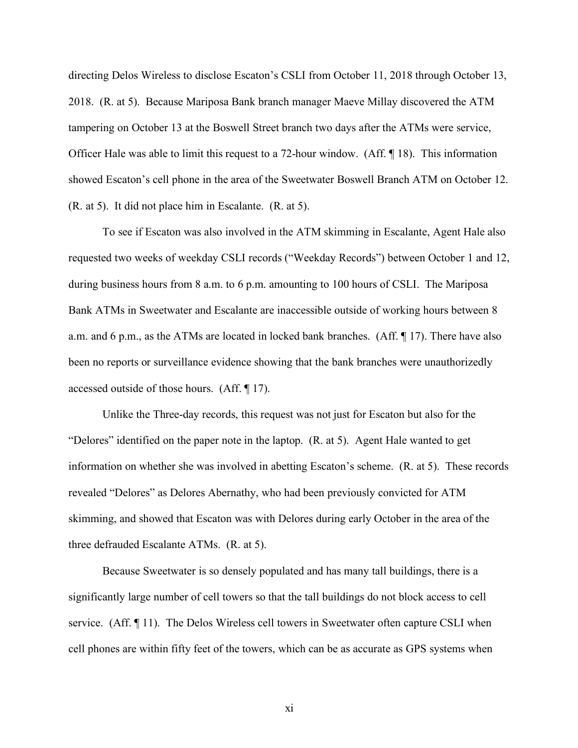directing Delos Wireless to disclose Escaton's CSLI from October 11, 2018 through October 13, 2018. (R. at 5). Because Mariposa Bank branch manager Maeve Millay discovered the ATM tampering on October 13 at the Boswell Street branch two days after the ATMs were service, Officer Hale was able to limit this request to a 72-hour window. (Aff. ¶ 18). This information showed Escaton's cell phone in the area of the Sweetwater Boswell Branch ATM on October 12. (R. at 5). It did not place him in Escalante. (R. at 5).

To see if Escaton was also involved in the ATM skimming in Escalante, Agent Hale also requested two weeks of weekday CSLI records ("Weekday Records") between October 1 and 12, during business hours from 8 a.m. to 6 p.m. amounting to 100 hours of CSLI. The Mariposa Bank ATMs in Sweetwater and Escalante are inaccessible outside of working hours between 8 a.m. and 6 p.m., as the ATMs are located in locked bank branches. (Aff. ¶ 17). There have also been no reports or surveillance evidence showing that the bank branches were unauthorizedly accessed outside of those hours. (Aff. ¶ 17).

Unlike the Three-day records, this request was not just for Escaton but also for the "Delores" identified on the paper note in the laptop. (R. at 5). Agent Hale wanted to get information on whether she was involved in abetting Escaton's scheme. (R. at 5). These records revealed "Delores" as Delores Abernathy, who had been previously convicted for ATM skimming, and showed that Escaton was with Delores during early October in the area of the three defrauded Escalante ATMs. (R. at 5).

Because Sweetwater is so densely populated and has many tall buildings, there is a significantly large number of cell towers so that the tall buildings do not block access to cell service. (Aff. ¶ 11). The Delos Wireless cell towers in Sweetwater often capture CSLI when cell phones are within fifty feet of the towers, which can be as accurate as GPS systems when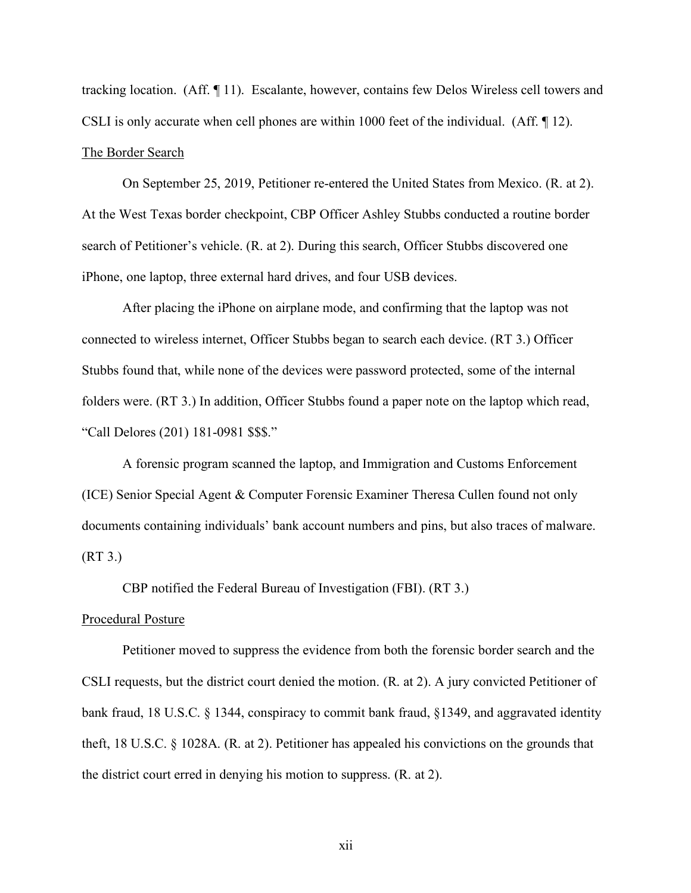tracking location. (Aff. ¶ 11). Escalante, however, contains few Delos Wireless cell towers and CSLI is only accurate when cell phones are within 1000 feet of the individual. (Aff. ¶ 12).

The Border Search

On September 25, 2019, Petitioner re-entered the United States from Mexico. (R. at 2). At the West Texas border checkpoint, CBP Officer Ashley Stubbs conducted a routine border search of Petitioner's vehicle. (R. at 2). During this search, Officer Stubbs discovered one iPhone, one laptop, three external hard drives, and four USB devices.

After placing the iPhone on airplane mode, and confirming that the laptop was not connected to wireless internet, Officer Stubbs began to search each device. (RT 3.) Officer Stubbs found that, while none of the devices were password protected, some of the internal folders were. (RT 3.) In addition, Officer Stubbs found a paper note on the laptop which read, "Call Delores (201) 181-0981 $$$."

A forensic program scanned the laptop, and Immigration and Customs Enforcement (ICE) Senior Special Agent & Computer Forensic Examiner Theresa Cullen found not only documents containing individuals' bank account numbers and pins, but also traces of malware. (RT 3.)

CBP notified the Federal Bureau of Investigation (FBI). (RT 3.)

Procedural Posture

Petitioner moved to suppress the evidence from both the forensic border search and the CSLI requests, but the district court denied the motion. (R. at 2). A jury convicted Petitioner of bank fraud, 18 U.S.C. § 1344, conspiracy to commit bank fraud, §1349, and aggravated identity theft, 18 U.S.C. § 1028A. (R. at 2). Petitioner has appealed his convictions on the grounds that the district court erred in denying his motion to suppress. (R. at 2).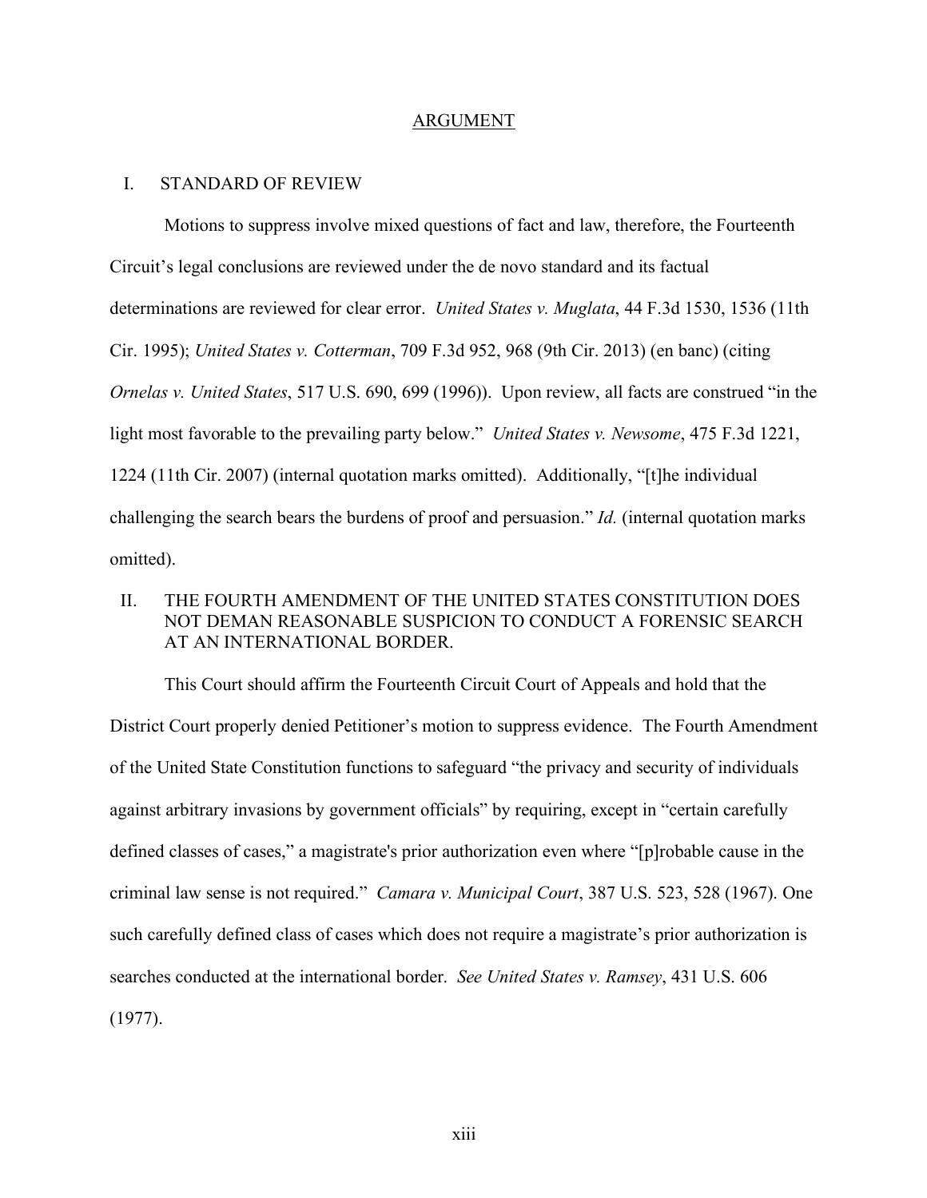# ARGUMENT

## I. STANDARD OF REVIEW

Motions to suppress involve mixed questions of fact and law, therefore, the Fourteenth Circuit's legal conclusions are reviewed under the de novo standard and its factual determinations are reviewed for clear error. *United States v. Muglata*, 44 F.3d 1530, 1536 (11th Cir. 1995); *United States v. Cotterman*, 709 F.3d 952, 968 (9th Cir. 2013) (en banc) (citing *Ornelas v. United States*, 517 U.S. 690, 699 (1996)). Upon review, all facts are construed "in the light most favorable to the prevailing party below." *United States v. Newsome*, 475 F.3d 1221, 1224 (11th Cir. 2007) (internal quotation marks omitted). Additionally, "[t]he individual challenging the search bears the burdens of proof and persuasion." *Id.* (internal quotation marks omitted).

## II. THE FOURTH AMENDMENT OF THE UNITED STATES CONSTITUTION DOES NOT DEMAN REASONABLE SUSPICION TO CONDUCT A FORENSIC SEARCH AT AN INTERNATIONAL BORDER.

This Court should affirm the Fourteenth Circuit Court of Appeals and hold that the District Court properly denied Petitioner's motion to suppress evidence. The Fourth Amendment of the United State Constitution functions to safeguard "the privacy and security of individuals against arbitrary invasions by government officials" by requiring, except in "certain carefully defined classes of cases," a magistrate's prior authorization even where "[p]robable cause in the criminal law sense is not required." *Camara v. Municipal Court*, 387 U.S. 523, 528 (1967). One such carefully defined class of cases which does not require a magistrate's prior authorization is searches conducted at the international border. *See United States v. Ramsey*, 431 U.S. 606 (1977).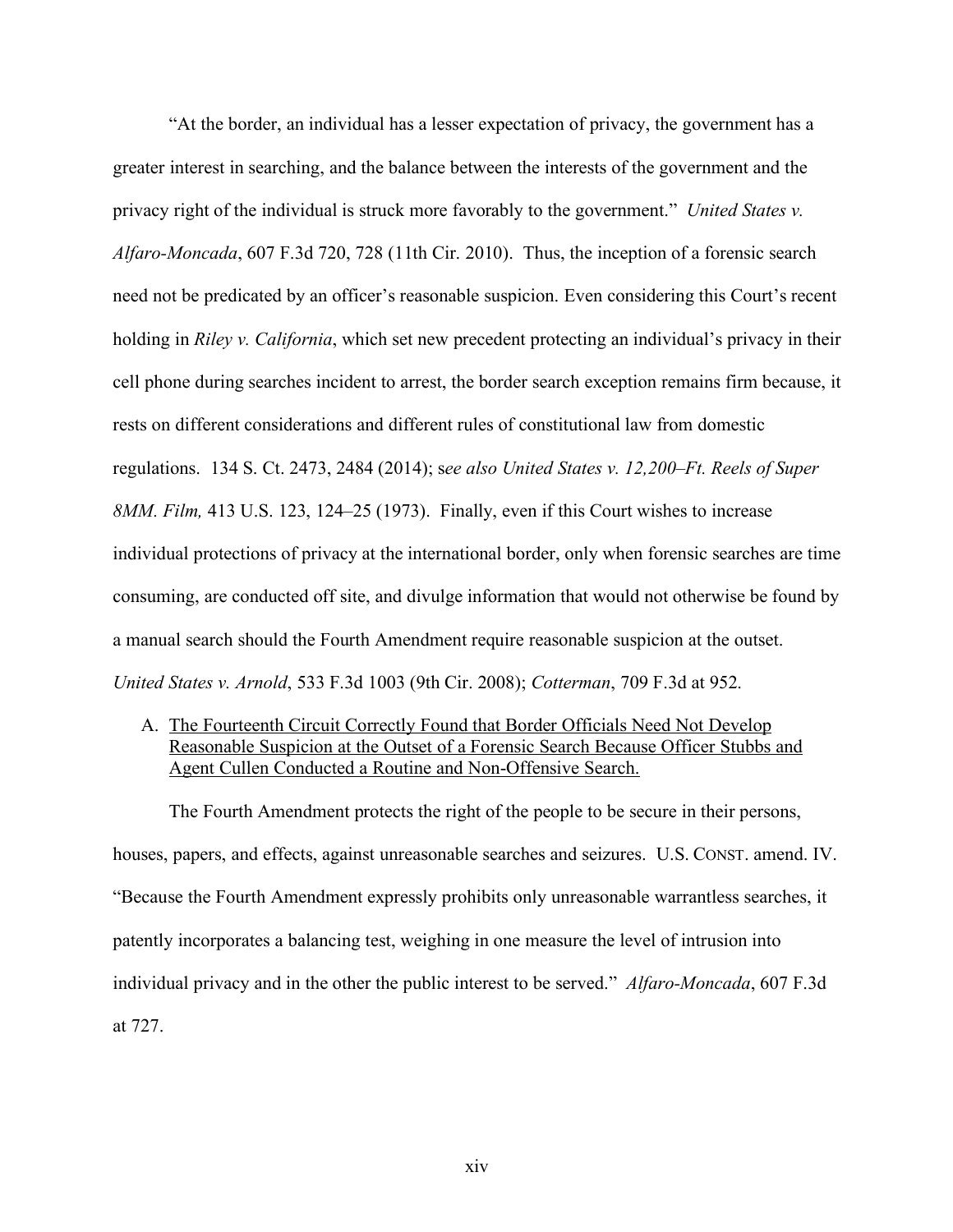"At the border, an individual has a lesser expectation of privacy, the government has a greater interest in searching, and the balance between the interests of the government and the privacy right of the individual is struck more favorably to the government." *United States v. Alfaro-Moncada*, 607 F.3d 720, 728 (11th Cir. 2010). Thus, the inception of a forensic search need not be predicated by an officer's reasonable suspicion. Even considering this Court's recent holding in *Riley v. California*, which set new precedent protecting an individual's privacy in their cell phone during searches incident to arrest, the border search exception remains firm because, it rests on different considerations and different rules of constitutional law from domestic regulations. 134 S. Ct. 2473, 2484 (2014); s*ee also United States v. 12,200–Ft. Reels of Super 8MM. Film,* 413 U.S. 123, 124–25 (1973). Finally, even if this Court wishes to increase individual protections of privacy at the international border, only when forensic searches are time consuming, are conducted off site, and divulge information that would not otherwise be found by a manual search should the Fourth Amendment require reasonable suspicion at the outset. *United States v. Arnold*, 533 F.3d 1003 (9th Cir. 2008); *Cotterman*, 709 F.3d at 952.

A. <u>The Fourteenth Circuit Correctly Found that Border Officials Need Not Develop Reasonable Suspicion at the Outset of a Forensic Search Because Officer Stubbs and Agent Cullen Conducted a Routine and Non-Offensive Search.</u>

The Fourth Amendment protects the right of the people to be secure in their persons, houses, papers, and effects, against unreasonable searches and seizures. U.S. CONST. amend. IV. "Because the Fourth Amendment expressly prohibits only unreasonable warrantless searches, it patently incorporates a balancing test, weighing in one measure the level of intrusion into individual privacy and in the other the public interest to be served." *Alfaro-Moncada*, 607 F.3d at 727.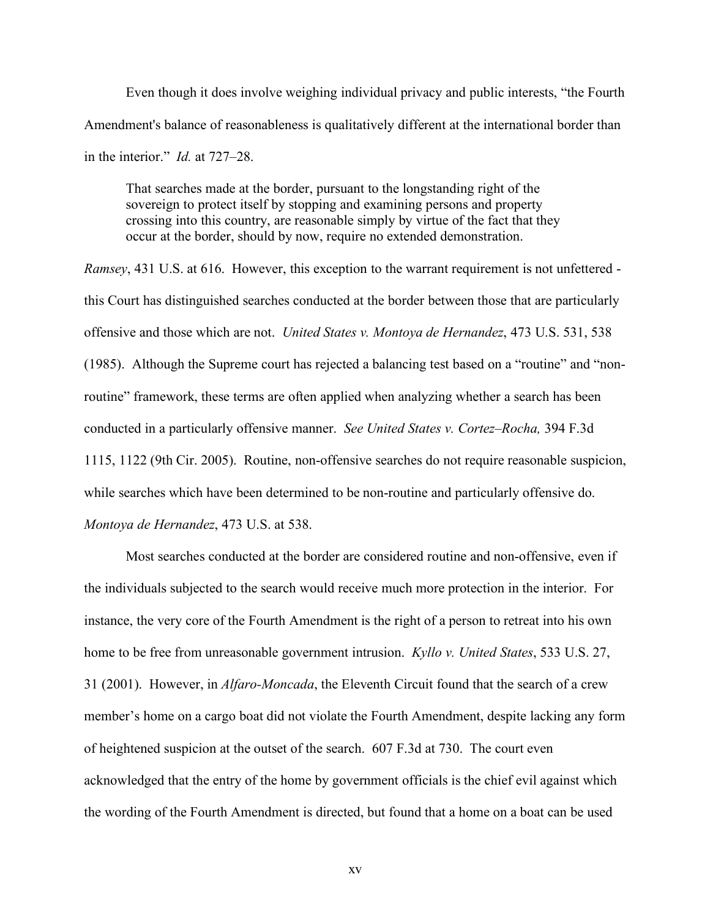Even though it does involve weighing individual privacy and public interests, "the Fourth Amendment's balance of reasonableness is qualitatively different at the international border than in the interior." *Id.* at 727–28.

> That searches made at the border, pursuant to the longstanding right of the sovereign to protect itself by stopping and examining persons and property crossing into this country, are reasonable simply by virtue of the fact that they occur at the border, should by now, require no extended demonstration.

*Ramsey*, 431 U.S. at 616. However, this exception to the warrant requirement is not unfettered - this Court has distinguished searches conducted at the border between those that are particularly offensive and those which are not. *United States v. Montoya de Hernandez*, 473 U.S. 531, 538 (1985). Although the Supreme court has rejected a balancing test based on a "routine" and "non-routine" framework, these terms are often applied when analyzing whether a search has been conducted in a particularly offensive manner. *See United States v. Cortez–Rocha,* 394 F.3d 1115, 1122 (9th Cir. 2005). Routine, non-offensive searches do not require reasonable suspicion, while searches which have been determined to be non-routine and particularly offensive do. *Montoya de Hernandez*, 473 U.S. at 538.

Most searches conducted at the border are considered routine and non-offensive, even if the individuals subjected to the search would receive much more protection in the interior. For instance, the very core of the Fourth Amendment is the right of a person to retreat into his own home to be free from unreasonable government intrusion. *Kyllo v. United States*, 533 U.S. 27, 31 (2001). However, in *Alfaro-Moncada*, the Eleventh Circuit found that the search of a crew member's home on a cargo boat did not violate the Fourth Amendment, despite lacking any form of heightened suspicion at the outset of the search. 607 F.3d at 730. The court even acknowledged that the entry of the home by government officials is the chief evil against which the wording of the Fourth Amendment is directed, but found that a home on a boat can be used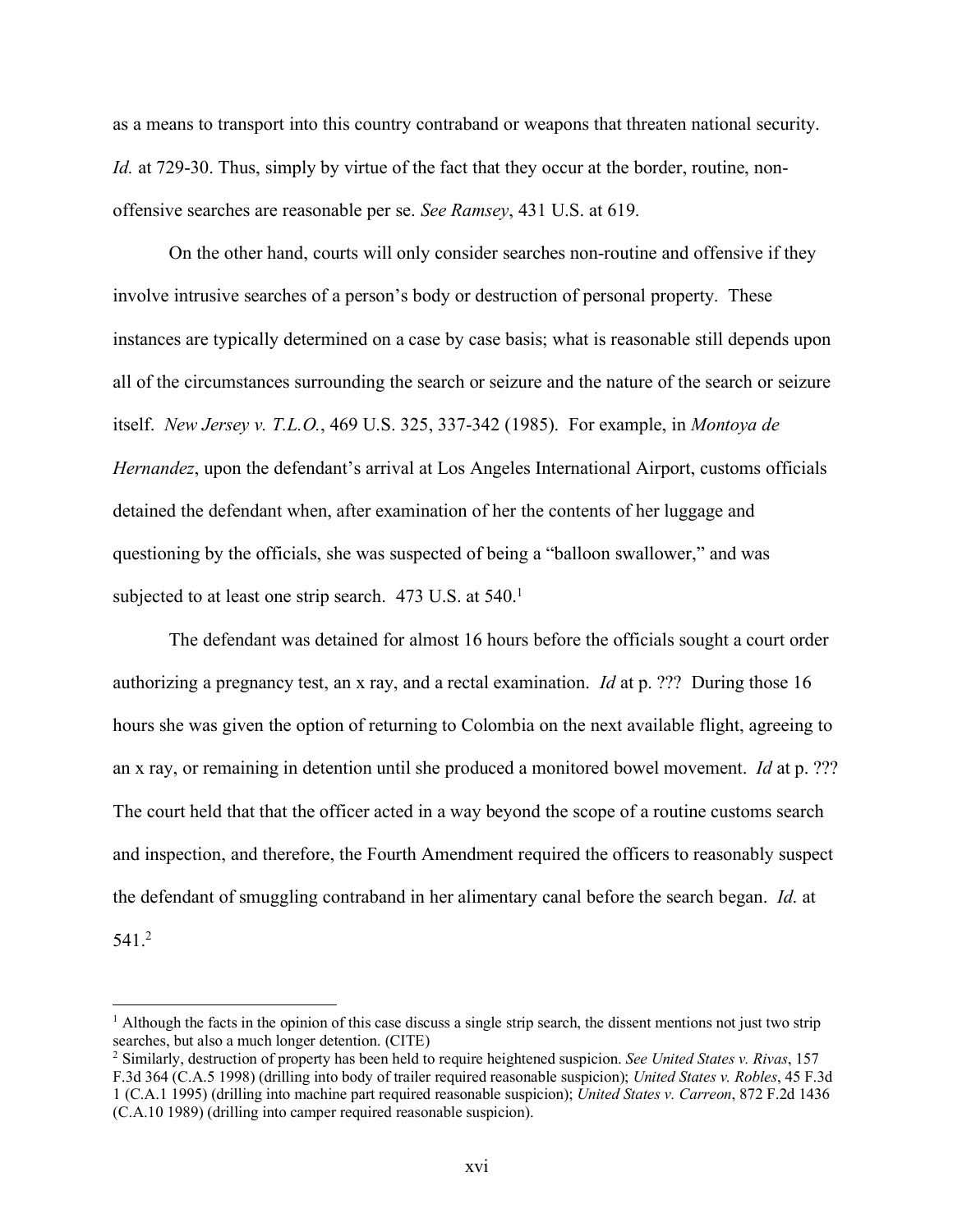as a means to transport into this country contraband or weapons that threaten national security. *Id.* at 729-30. Thus, simply by virtue of the fact that they occur at the border, routine, non-offensive searches are reasonable per se. *See Ramsey*, 431 U.S. at 619.

On the other hand, courts will only consider searches non-routine and offensive if they involve intrusive searches of a person's body or destruction of personal property. These instances are typically determined on a case by case basis; what is reasonable still depends upon all of the circumstances surrounding the search or seizure and the nature of the search or seizure itself. *New Jersey v. T.L.O.*, 469 U.S. 325, 337-342 (1985). For example, in *Montoya de Hernandez*, upon the defendant's arrival at Los Angeles International Airport, customs officials detained the defendant when, after examination of her the contents of her luggage and questioning by the officials, she was suspected of being a "balloon swallower," and was subjected to at least one strip search. 473 U.S. at 540.[1]

The defendant was detained for almost 16 hours before the officials sought a court order authorizing a pregnancy test, an x ray, and a rectal examination. *Id* at p. ??? During those 16 hours she was given the option of returning to Colombia on the next available flight, agreeing to an x ray, or remaining in detention until she produced a monitored bowel movement. *Id* at p. ??? The court held that that the officer acted in a way beyond the scope of a routine customs search and inspection, and therefore, the Fourth Amendment required the officers to reasonably suspect the defendant of smuggling contraband in her alimentary canal before the search began. *Id.* at 541.[2]

---

[1] Although the facts in the opinion of this case discuss a single strip search, the dissent mentions not just two strip searches, but also a much longer detention. (CITE)

[2] Similarly, destruction of property has been held to require heightened suspicion. *See United States v. Rivas*, 157 F.3d 364 (C.A.5 1998) (drilling into body of trailer required reasonable suspicion); *United States v. Robles*, 45 F.3d 1 (C.A.1 1995) (drilling into machine part required reasonable suspicion); *United States v. Carreon*, 872 F.2d 1436 (C.A.10 1989) (drilling into camper required reasonable suspicion).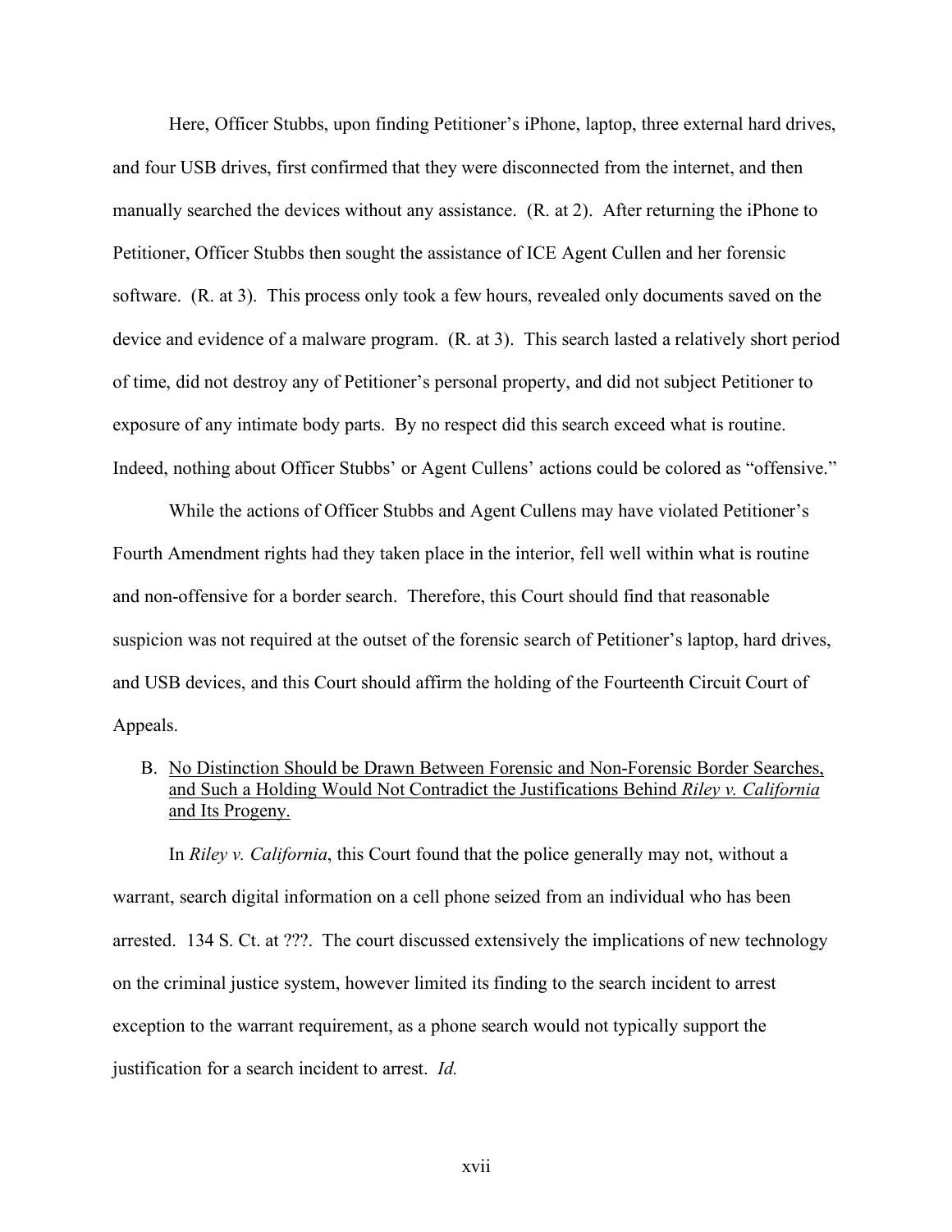Here, Officer Stubbs, upon finding Petitioner's iPhone, laptop, three external hard drives, and four USB drives, first confirmed that they were disconnected from the internet, and then manually searched the devices without any assistance. (R. at 2). After returning the iPhone to Petitioner, Officer Stubbs then sought the assistance of ICE Agent Cullen and her forensic software. (R. at 3). This process only took a few hours, revealed only documents saved on the device and evidence of a malware program. (R. at 3). This search lasted a relatively short period of time, did not destroy any of Petitioner's personal property, and did not subject Petitioner to exposure of any intimate body parts. By no respect did this search exceed what is routine. Indeed, nothing about Officer Stubbs' or Agent Cullens' actions could be colored as "offensive."

While the actions of Officer Stubbs and Agent Cullens may have violated Petitioner's Fourth Amendment rights had they taken place in the interior, fell well within what is routine and non-offensive for a border search. Therefore, this Court should find that reasonable suspicion was not required at the outset of the forensic search of Petitioner's laptop, hard drives, and USB devices, and this Court should affirm the holding of the Fourteenth Circuit Court of Appeals.

B. <u>No Distinction Should be Drawn Between Forensic and Non-Forensic Border Searches, and Such a Holding Would Not Contradict the Justifications Behind *Riley v. California* and Its Progeny.</u>

In *Riley v. California*, this Court found that the police generally may not, without a warrant, search digital information on a cell phone seized from an individual who has been arrested. 134 S. Ct. at ???. The court discussed extensively the implications of new technology on the criminal justice system, however limited its finding to the search incident to arrest exception to the warrant requirement, as a phone search would not typically support the justification for a search incident to arrest. *Id.*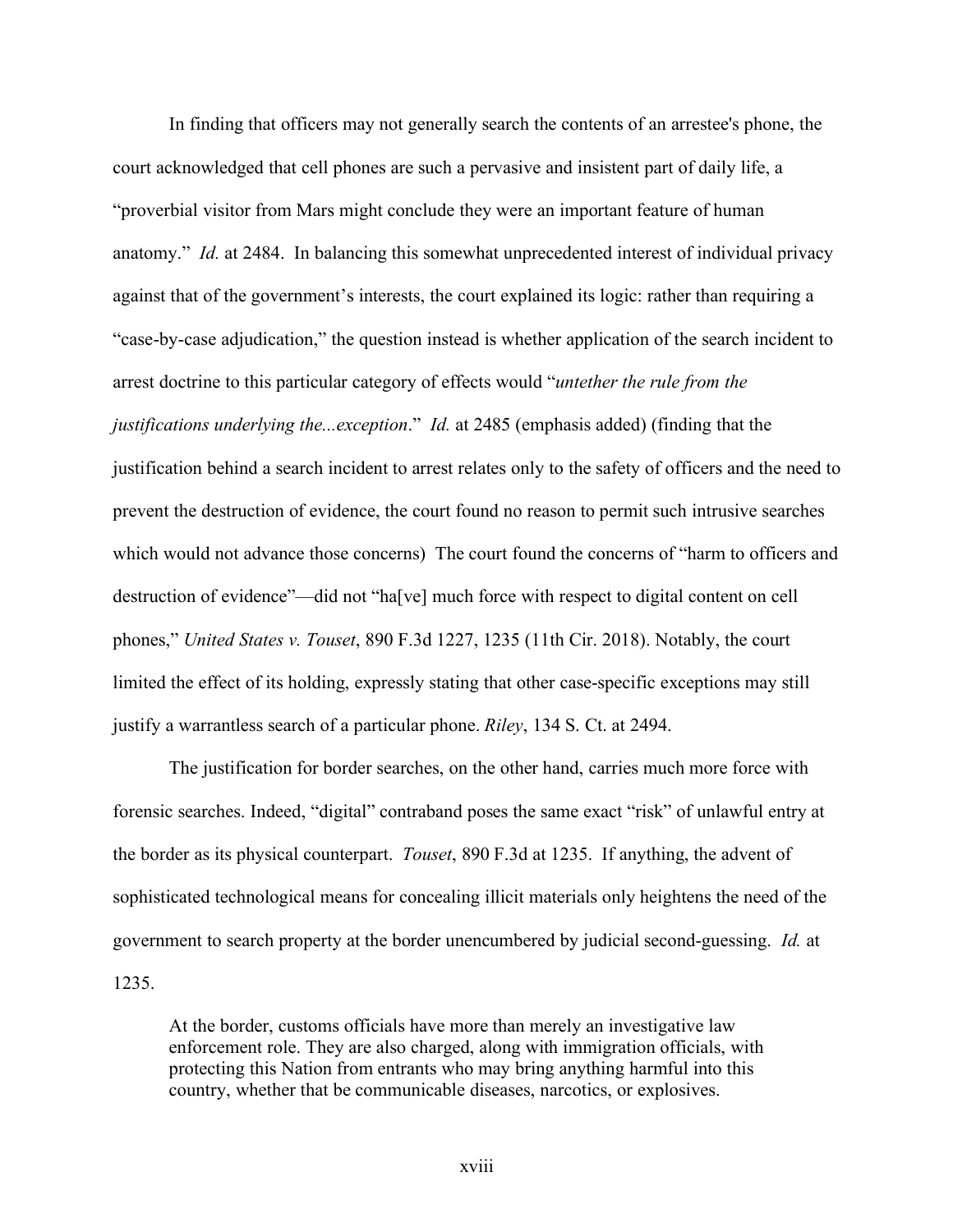In finding that officers may not generally search the contents of an arrestee's phone, the court acknowledged that cell phones are such a pervasive and insistent part of daily life, a "proverbial visitor from Mars might conclude they were an important feature of human anatomy." *Id.* at 2484. In balancing this somewhat unprecedented interest of individual privacy against that of the government's interests, the court explained its logic: rather than requiring a "case-by-case adjudication," the question instead is whether application of the search incident to arrest doctrine to this particular category of effects would "*untether the rule from the justifications underlying the...exception*." *Id.* at 2485 (emphasis added) (finding that the justification behind a search incident to arrest relates only to the safety of officers and the need to prevent the destruction of evidence, the court found no reason to permit such intrusive searches which would not advance those concerns) The court found the concerns of "harm to officers and destruction of evidence"—did not "ha[ve] much force with respect to digital content on cell phones," *United States v. Touset*, 890 F.3d 1227, 1235 (11th Cir. 2018). Notably, the court limited the effect of its holding, expressly stating that other case-specific exceptions may still justify a warrantless search of a particular phone. *Riley*, 134 S. Ct. at 2494.

The justification for border searches, on the other hand, carries much more force with forensic searches. Indeed, "digital" contraband poses the same exact "risk" of unlawful entry at the border as its physical counterpart. *Touset*, 890 F.3d at 1235. If anything, the advent of sophisticated technological means for concealing illicit materials only heightens the need of the government to search property at the border unencumbered by judicial second-guessing. *Id.* at 1235.

> At the border, customs officials have more than merely an investigative law enforcement role. They are also charged, along with immigration officials, with protecting this Nation from entrants who may bring anything harmful into this country, whether that be communicable diseases, narcotics, or explosives.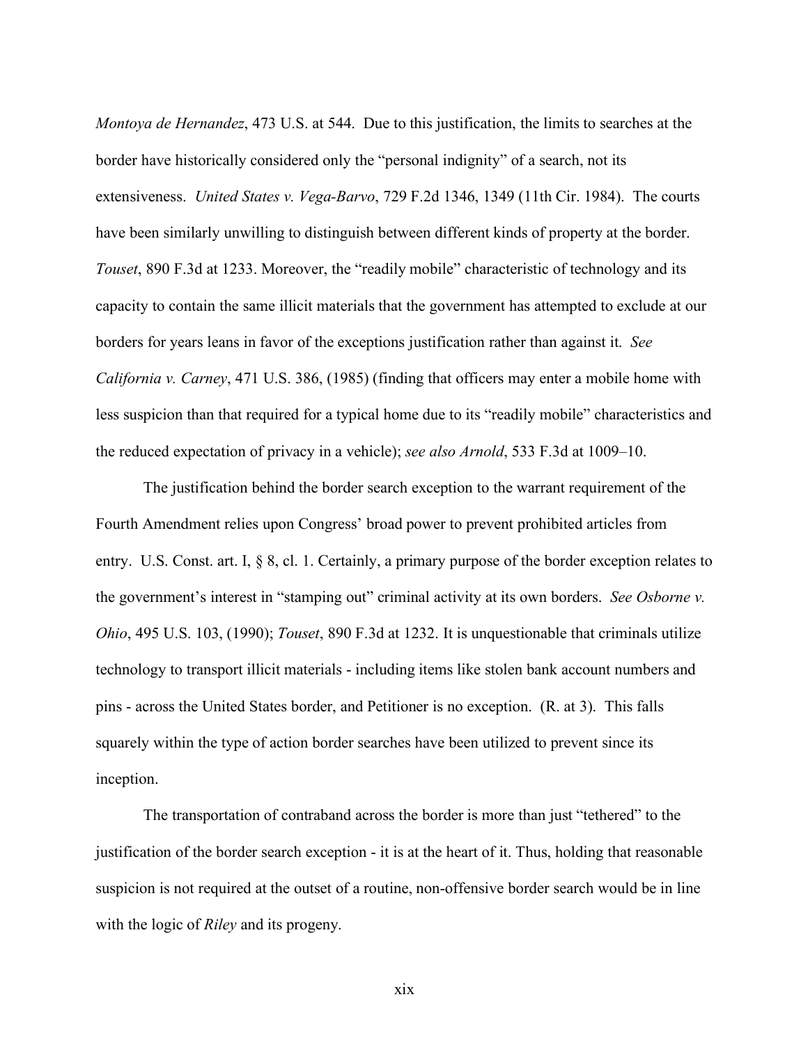*Montoya de Hernandez*, 473 U.S. at 544. Due to this justification, the limits to searches at the border have historically considered only the "personal indignity" of a search, not its extensiveness. *United States v. Vega-Barvo*, 729 F.2d 1346, 1349 (11th Cir. 1984). The courts have been similarly unwilling to distinguish between different kinds of property at the border. *Touset*, 890 F.3d at 1233. Moreover, the "readily mobile" characteristic of technology and its capacity to contain the same illicit materials that the government has attempted to exclude at our borders for years leans in favor of the exceptions justification rather than against it. *See California v. Carney*, 471 U.S. 386, (1985) (finding that officers may enter a mobile home with less suspicion than that required for a typical home due to its "readily mobile" characteristics and the reduced expectation of privacy in a vehicle); *see also Arnold*, 533 F.3d at 1009–10.

The justification behind the border search exception to the warrant requirement of the Fourth Amendment relies upon Congress' broad power to prevent prohibited articles from entry. U.S. Const. art. I, § 8, cl. 1. Certainly, a primary purpose of the border exception relates to the government's interest in "stamping out" criminal activity at its own borders. *See Osborne v. Ohio*, 495 U.S. 103, (1990); *Touset*, 890 F.3d at 1232. It is unquestionable that criminals utilize technology to transport illicit materials - including items like stolen bank account numbers and pins - across the United States border, and Petitioner is no exception. (R. at 3). This falls squarely within the type of action border searches have been utilized to prevent since its inception.

The transportation of contraband across the border is more than just "tethered" to the justification of the border search exception - it is at the heart of it. Thus, holding that reasonable suspicion is not required at the outset of a routine, non-offensive border search would be in line with the logic of *Riley* and its progeny.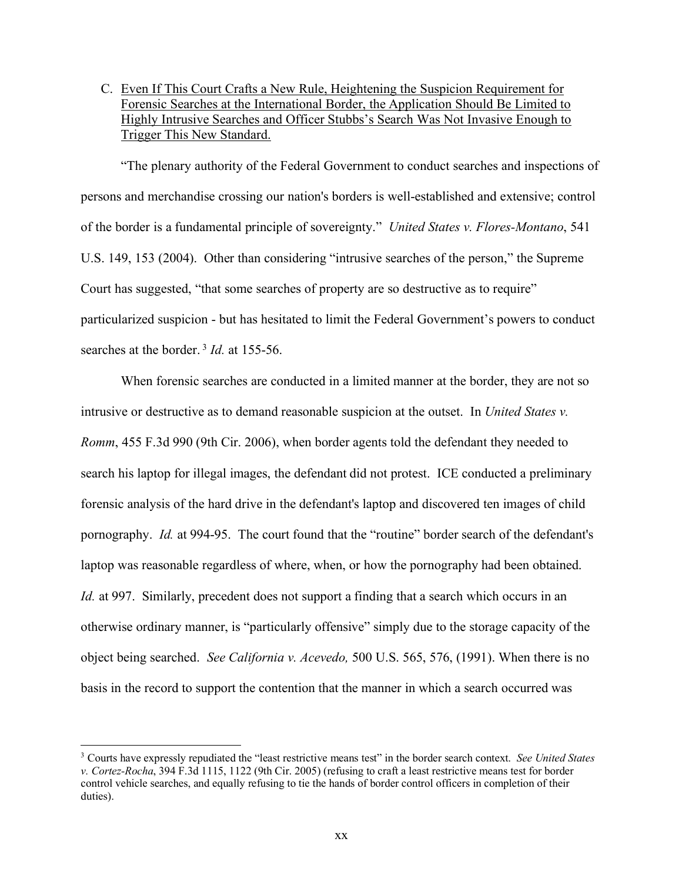C. Even If This Court Crafts a New Rule, Heightening the Suspicion Requirement for Forensic Searches at the International Border, the Application Should Be Limited to Highly Intrusive Searches and Officer Stubbs's Search Was Not Invasive Enough to Trigger This New Standard.

"The plenary authority of the Federal Government to conduct searches and inspections of persons and merchandise crossing our nation's borders is well-established and extensive; control of the border is a fundamental principle of sovereignty." *United States v. Flores-Montano*, 541 U.S. 149, 153 (2004). Other than considering "intrusive searches of the person," the Supreme Court has suggested, "that some searches of property are so destructive as to require" particularized suspicion - but has hesitated to limit the Federal Government's powers to conduct searches at the border.[3] *Id.* at 155-56.

When forensic searches are conducted in a limited manner at the border, they are not so intrusive or destructive as to demand reasonable suspicion at the outset. In *United States v. Romm*, 455 F.3d 990 (9th Cir. 2006), when border agents told the defendant they needed to search his laptop for illegal images, the defendant did not protest. ICE conducted a preliminary forensic analysis of the hard drive in the defendant's laptop and discovered ten images of child pornography. *Id.* at 994-95. The court found that the "routine" border search of the defendant's laptop was reasonable regardless of where, when, or how the pornography had been obtained. *Id.* at 997. Similarly, precedent does not support a finding that a search which occurs in an otherwise ordinary manner, is "particularly offensive" simply due to the storage capacity of the object being searched. *See California v. Acevedo,* 500 U.S. 565, 576, (1991). When there is no basis in the record to support the contention that the manner in which a search occurred was

---

[3] Courts have expressly repudiated the "least restrictive means test" in the border search context. *See United States v. Cortez-Rocha*, 394 F.3d 1115, 1122 (9th Cir. 2005) (refusing to craft a least restrictive means test for border control vehicle searches, and equally refusing to tie the hands of border control officers in completion of their duties).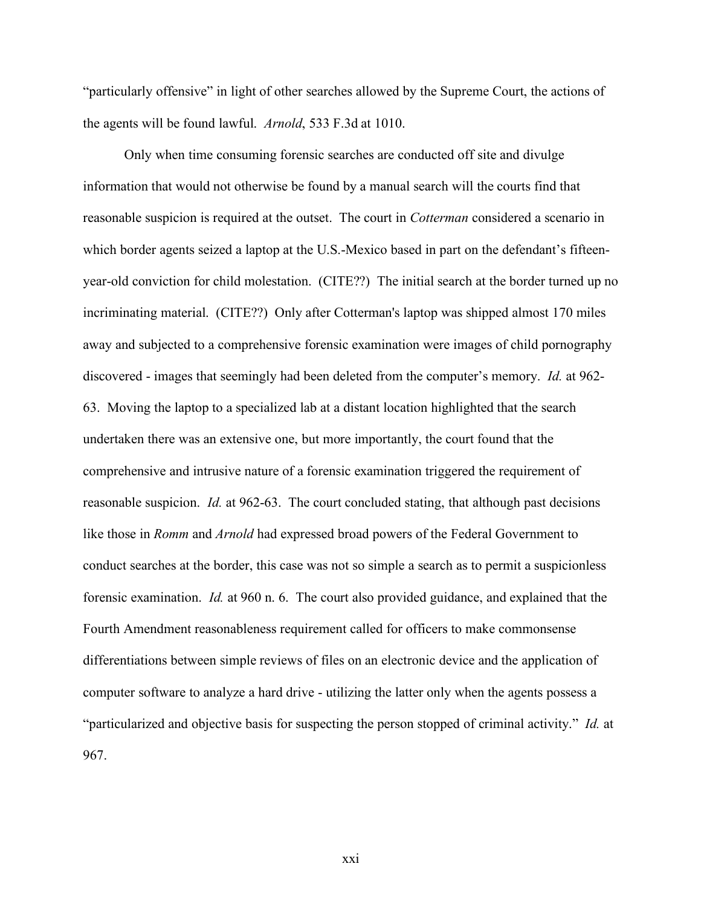"particularly offensive" in light of other searches allowed by the Supreme Court, the actions of the agents will be found lawful. *Arnold*, 533 F.3d at 1010.

Only when time consuming forensic searches are conducted off site and divulge information that would not otherwise be found by a manual search will the courts find that reasonable suspicion is required at the outset. The court in *Cotterman* considered a scenario in which border agents seized a laptop at the U.S.-Mexico based in part on the defendant's fifteen-year-old conviction for child molestation. (CITE??) The initial search at the border turned up no incriminating material. (CITE??) Only after Cotterman's laptop was shipped almost 170 miles away and subjected to a comprehensive forensic examination were images of child pornography discovered - images that seemingly had been deleted from the computer's memory. *Id.* at 962-63. Moving the laptop to a specialized lab at a distant location highlighted that the search undertaken there was an extensive one, but more importantly, the court found that the comprehensive and intrusive nature of a forensic examination triggered the requirement of reasonable suspicion. *Id.* at 962-63. The court concluded stating, that although past decisions like those in *Romm* and *Arnold* had expressed broad powers of the Federal Government to conduct searches at the border, this case was not so simple a search as to permit a suspicionless forensic examination. *Id.* at 960 n. 6. The court also provided guidance, and explained that the Fourth Amendment reasonableness requirement called for officers to make commonsense differentiations between simple reviews of files on an electronic device and the application of computer software to analyze a hard drive - utilizing the latter only when the agents possess a "particularized and objective basis for suspecting the person stopped of criminal activity." *Id.* at 967.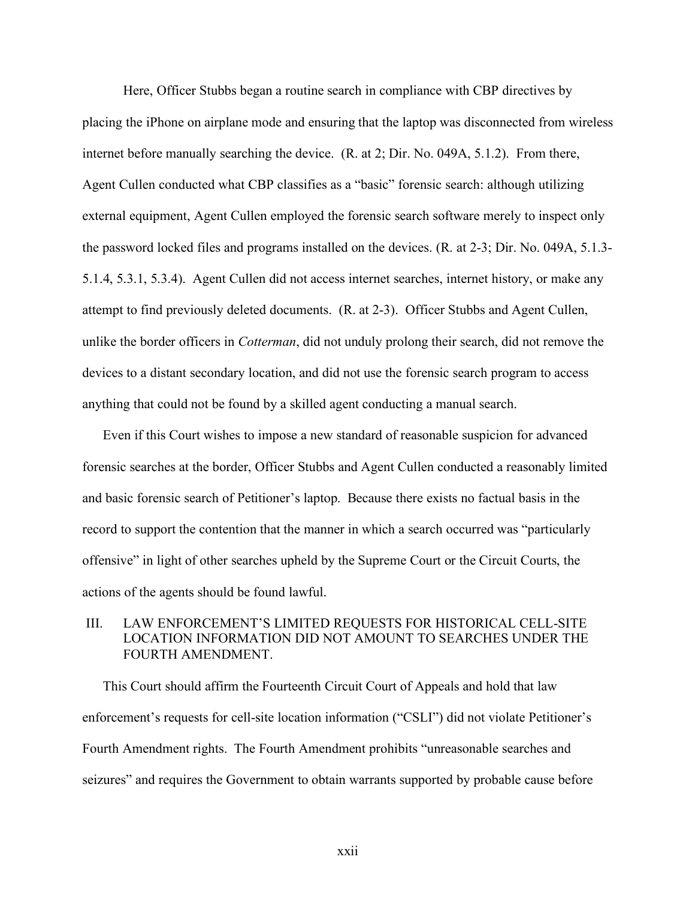Here, Officer Stubbs began a routine search in compliance with CBP directives by placing the iPhone on airplane mode and ensuring that the laptop was disconnected from wireless internet before manually searching the device. (R. at 2; Dir. No. 049A, 5.1.2). From there, Agent Cullen conducted what CBP classifies as a "basic" forensic search: although utilizing external equipment, Agent Cullen employed the forensic search software merely to inspect only the password locked files and programs installed on the devices. (R. at 2-3; Dir. No. 049A, 5.1.3-5.1.4, 5.3.1, 5.3.4). Agent Cullen did not access internet searches, internet history, or make any attempt to find previously deleted documents. (R. at 2-3). Officer Stubbs and Agent Cullen, unlike the border officers in *Cotterman*, did not unduly prolong their search, did not remove the devices to a distant secondary location, and did not use the forensic search program to access anything that could not be found by a skilled agent conducting a manual search.

Even if this Court wishes to impose a new standard of reasonable suspicion for advanced forensic searches at the border, Officer Stubbs and Agent Cullen conducted a reasonably limited and basic forensic search of Petitioner's laptop. Because there exists no factual basis in the record to support the contention that the manner in which a search occurred was "particularly offensive" in light of other searches upheld by the Supreme Court or the Circuit Courts, the actions of the agents should be found lawful.

## III. LAW ENFORCEMENT'S LIMITED REQUESTS FOR HISTORICAL CELL-SITE LOCATION INFORMATION DID NOT AMOUNT TO SEARCHES UNDER THE FOURTH AMENDMENT.

This Court should affirm the Fourteenth Circuit Court of Appeals and hold that law enforcement's requests for cell-site location information ("CSLI") did not violate Petitioner's Fourth Amendment rights. The Fourth Amendment prohibits "unreasonable searches and seizures" and requires the Government to obtain warrants supported by probable cause before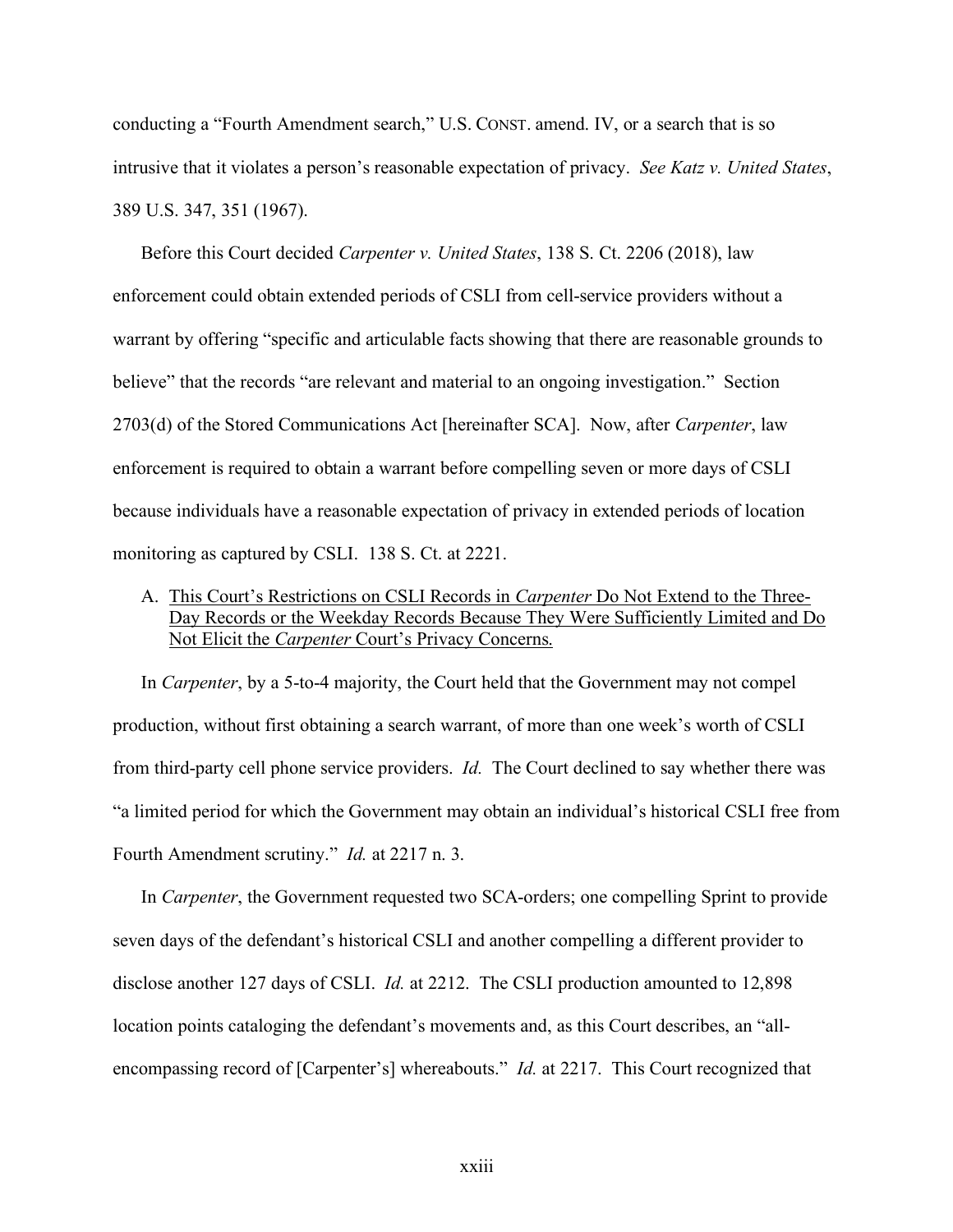conducting a "Fourth Amendment search," U.S. CONST. amend. IV, or a search that is so intrusive that it violates a person's reasonable expectation of privacy. *See Katz v. United States*, 389 U.S. 347, 351 (1967).

Before this Court decided *Carpenter v. United States*, 138 S. Ct. 2206 (2018), law enforcement could obtain extended periods of CSLI from cell-service providers without a warrant by offering "specific and articulable facts showing that there are reasonable grounds to believe" that the records "are relevant and material to an ongoing investigation." Section 2703(d) of the Stored Communications Act [hereinafter SCA]. Now, after *Carpenter*, law enforcement is required to obtain a warrant before compelling seven or more days of CSLI because individuals have a reasonable expectation of privacy in extended periods of location monitoring as captured by CSLI. 138 S. Ct. at 2221.

### A. This Court's Restrictions on CSLI Records in *Carpenter* Do Not Extend to the Three-Day Records or the Weekday Records Because They Were Sufficiently Limited and Do Not Elicit the *Carpenter* Court's Privacy Concerns.

In *Carpenter*, by a 5-to-4 majority, the Court held that the Government may not compel production, without first obtaining a search warrant, of more than one week's worth of CSLI from third-party cell phone service providers. *Id.* The Court declined to say whether there was "a limited period for which the Government may obtain an individual's historical CSLI free from Fourth Amendment scrutiny." *Id.* at 2217 n. 3.

In *Carpenter*, the Government requested two SCA-orders; one compelling Sprint to provide seven days of the defendant's historical CSLI and another compelling a different provider to disclose another 127 days of CSLI. *Id.* at 2212. The CSLI production amounted to 12,898 location points cataloging the defendant's movements and, as this Court describes, an "all-encompassing record of [Carpenter's] whereabouts." *Id.* at 2217. This Court recognized that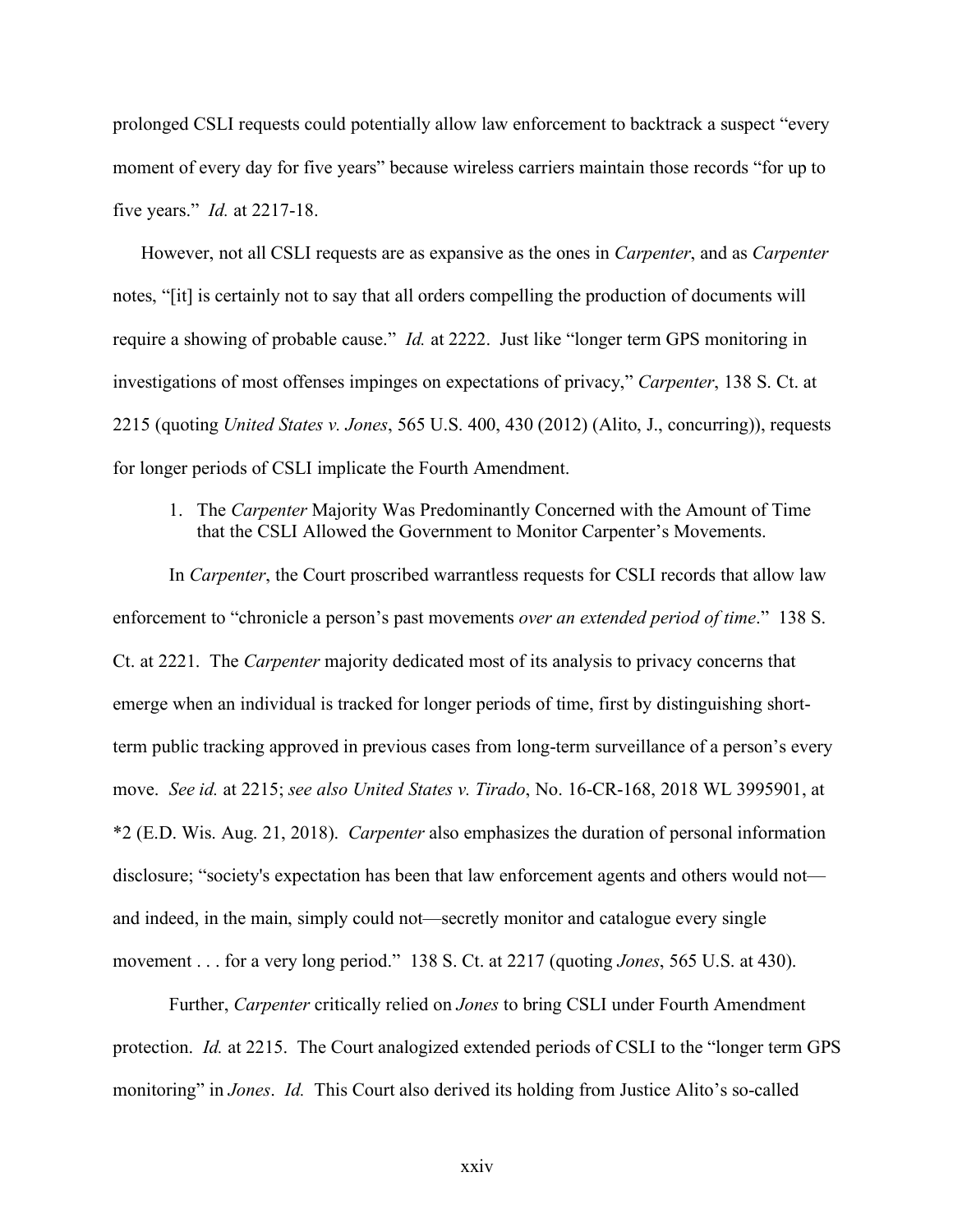prolonged CSLI requests could potentially allow law enforcement to backtrack a suspect "every moment of every day for five years" because wireless carriers maintain those records "for up to five years." *Id.* at 2217-18.

However, not all CSLI requests are as expansive as the ones in *Carpenter*, and as *Carpenter* notes, "[it] is certainly not to say that all orders compelling the production of documents will require a showing of probable cause." *Id.* at 2222. Just like "longer term GPS monitoring in investigations of most offenses impinges on expectations of privacy," *Carpenter*, 138 S. Ct. at 2215 (quoting *United States v. Jones*, 565 U.S. 400, 430 (2012) (Alito, J., concurring)), requests for longer periods of CSLI implicate the Fourth Amendment.

1. The *Carpenter* Majority Was Predominantly Concerned with the Amount of Time that the CSLI Allowed the Government to Monitor Carpenter's Movements.

In *Carpenter*, the Court proscribed warrantless requests for CSLI records that allow law enforcement to "chronicle a person's past movements *over an extended period of time*." 138 S. Ct. at 2221. The *Carpenter* majority dedicated most of its analysis to privacy concerns that emerge when an individual is tracked for longer periods of time, first by distinguishing short-term public tracking approved in previous cases from long-term surveillance of a person's every move. *See id.* at 2215; *see also United States v. Tirado*, No. 16-CR-168, 2018 WL 3995901, at *2 (E.D. Wis. Aug. 21, 2018). *Carpenter* also emphasizes the duration of personal information disclosure; "society's expectation has been that law enforcement agents and others would not—and indeed, in the main, simply could not—secretly monitor and catalogue every single movement . . . for a very long period." 138 S. Ct. at 2217 (quoting *Jones*, 565 U.S. at 430).

Further, *Carpenter* critically relied on *Jones* to bring CSLI under Fourth Amendment protection. *Id.* at 2215. The Court analogized extended periods of CSLI to the "longer term GPS monitoring" in *Jones*. *Id.* This Court also derived its holding from Justice Alito's so-called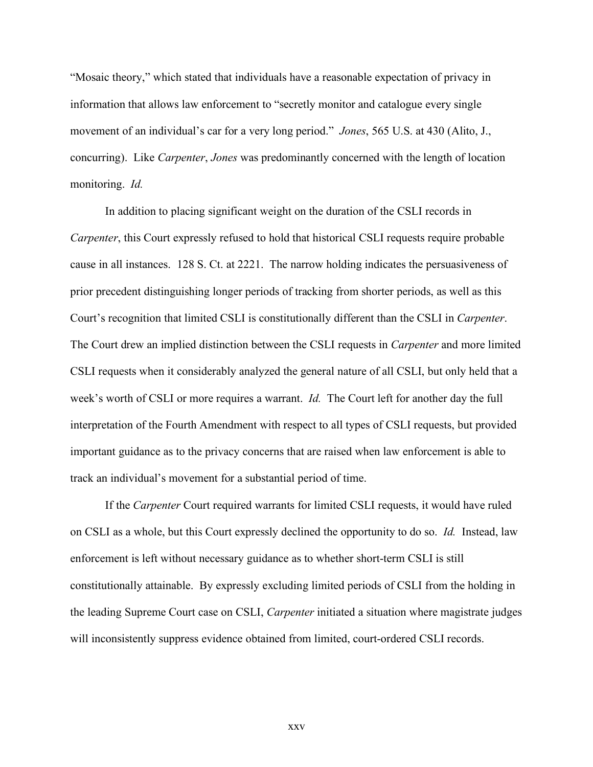"Mosaic theory," which stated that individuals have a reasonable expectation of privacy in information that allows law enforcement to "secretly monitor and catalogue every single movement of an individual's car for a very long period." *Jones*, 565 U.S. at 430 (Alito, J., concurring). Like *Carpenter*, *Jones* was predominantly concerned with the length of location monitoring. *Id.*

In addition to placing significant weight on the duration of the CSLI records in *Carpenter*, this Court expressly refused to hold that historical CSLI requests require probable cause in all instances. 128 S. Ct. at 2221. The narrow holding indicates the persuasiveness of prior precedent distinguishing longer periods of tracking from shorter periods, as well as this Court's recognition that limited CSLI is constitutionally different than the CSLI in *Carpenter*. The Court drew an implied distinction between the CSLI requests in *Carpenter* and more limited CSLI requests when it considerably analyzed the general nature of all CSLI, but only held that a week's worth of CSLI or more requires a warrant. *Id.* The Court left for another day the full interpretation of the Fourth Amendment with respect to all types of CSLI requests, but provided important guidance as to the privacy concerns that are raised when law enforcement is able to track an individual's movement for a substantial period of time.

If the *Carpenter* Court required warrants for limited CSLI requests, it would have ruled on CSLI as a whole, but this Court expressly declined the opportunity to do so. *Id.* Instead, law enforcement is left without necessary guidance as to whether short-term CSLI is still constitutionally attainable. By expressly excluding limited periods of CSLI from the holding in the leading Supreme Court case on CSLI, *Carpenter* initiated a situation where magistrate judges will inconsistently suppress evidence obtained from limited, court-ordered CSLI records.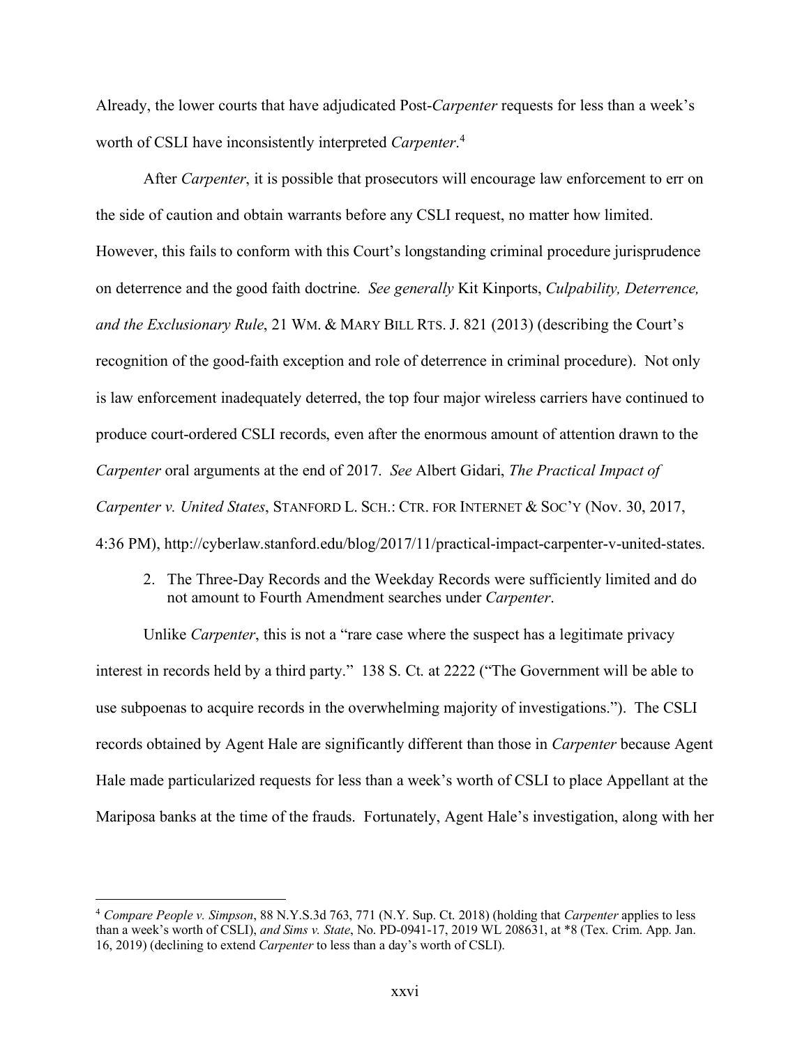Already, the lower courts that have adjudicated Post-*Carpenter* requests for less than a week's worth of CSLI have inconsistently interpreted *Carpenter*.[4]

After *Carpenter*, it is possible that prosecutors will encourage law enforcement to err on the side of caution and obtain warrants before any CSLI request, no matter how limited. However, this fails to conform with this Court's longstanding criminal procedure jurisprudence on deterrence and the good faith doctrine. *See generally* Kit Kinports, *Culpability, Deterrence, and the Exclusionary Rule*, 21 WM. & MARY BILL RTS. J. 821 (2013) (describing the Court's recognition of the good-faith exception and role of deterrence in criminal procedure). Not only is law enforcement inadequately deterred, the top four major wireless carriers have continued to produce court-ordered CSLI records, even after the enormous amount of attention drawn to the *Carpenter* oral arguments at the end of 2017. *See* Albert Gidari, *The Practical Impact of Carpenter v. United States*, STANFORD L. SCH.: CTR. FOR INTERNET & SOC'Y (Nov. 30, 2017, 4:36 PM), http://cyberlaw.stanford.edu/blog/2017/11/practical-impact-carpenter-v-united-states.

2. The Three-Day Records and the Weekday Records were sufficiently limited and do not amount to Fourth Amendment searches under *Carpenter*.

Unlike *Carpenter*, this is not a "rare case where the suspect has a legitimate privacy interest in records held by a third party." 138 S. Ct. at 2222 ("The Government will be able to use subpoenas to acquire records in the overwhelming majority of investigations."). The CSLI records obtained by Agent Hale are significantly different than those in *Carpenter* because Agent Hale made particularized requests for less than a week's worth of CSLI to place Appellant at the Mariposa banks at the time of the frauds. Fortunately, Agent Hale's investigation, along with her

---

[4] *Compare People v. Simpson*, 88 N.Y.S.3d 763, 771 (N.Y. Sup. Ct. 2018) (holding that *Carpenter* applies to less than a week's worth of CSLI), *and Sims v. State*, No. PD-0941-17, 2019 WL 208631, at \*8 (Tex. Crim. App. Jan. 16, 2019) (declining to extend *Carpenter* to less than a day's worth of CSLI).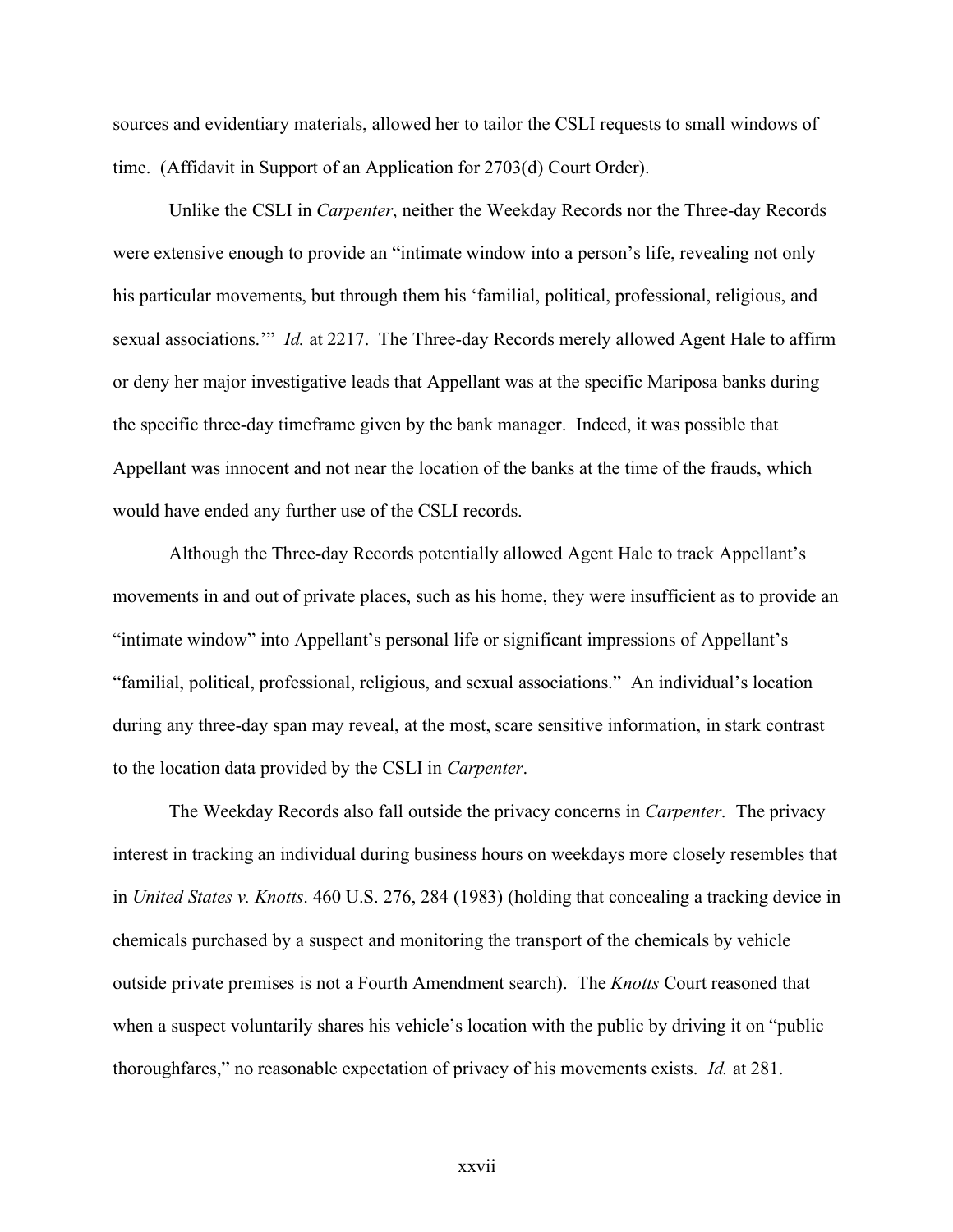sources and evidentiary materials, allowed her to tailor the CSLI requests to small windows of time. (Affidavit in Support of an Application for 2703(d) Court Order).

Unlike the CSLI in *Carpenter*, neither the Weekday Records nor the Three-day Records were extensive enough to provide an "intimate window into a person's life, revealing not only his particular movements, but through them his 'familial, political, professional, religious, and sexual associations.'" *Id.* at 2217. The Three-day Records merely allowed Agent Hale to affirm or deny her major investigative leads that Appellant was at the specific Mariposa banks during the specific three-day timeframe given by the bank manager. Indeed, it was possible that Appellant was innocent and not near the location of the banks at the time of the frauds, which would have ended any further use of the CSLI records.

Although the Three-day Records potentially allowed Agent Hale to track Appellant's movements in and out of private places, such as his home, they were insufficient as to provide an "intimate window" into Appellant's personal life or significant impressions of Appellant's "familial, political, professional, religious, and sexual associations." An individual's location during any three-day span may reveal, at the most, scare sensitive information, in stark contrast to the location data provided by the CSLI in *Carpenter*.

The Weekday Records also fall outside the privacy concerns in *Carpenter*. The privacy interest in tracking an individual during business hours on weekdays more closely resembles that in *United States v. Knotts*. 460 U.S. 276, 284 (1983) (holding that concealing a tracking device in chemicals purchased by a suspect and monitoring the transport of the chemicals by vehicle outside private premises is not a Fourth Amendment search). The *Knotts* Court reasoned that when a suspect voluntarily shares his vehicle's location with the public by driving it on "public thoroughfares," no reasonable expectation of privacy of his movements exists. *Id.* at 281.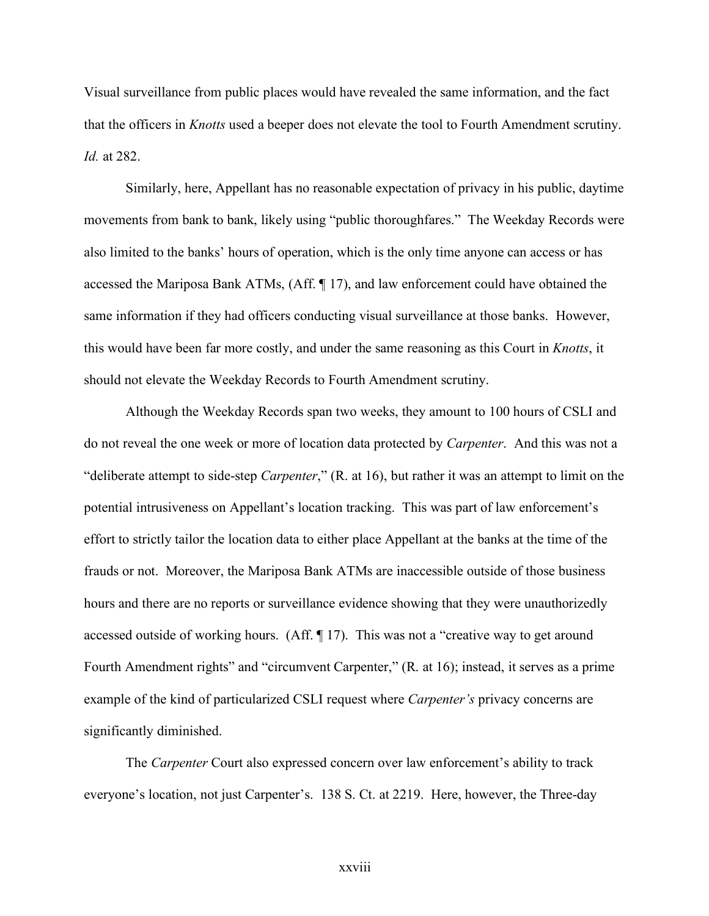Visual surveillance from public places would have revealed the same information, and the fact that the officers in *Knotts* used a beeper does not elevate the tool to Fourth Amendment scrutiny. *Id.* at 282.

Similarly, here, Appellant has no reasonable expectation of privacy in his public, daytime movements from bank to bank, likely using "public thoroughfares." The Weekday Records were also limited to the banks' hours of operation, which is the only time anyone can access or has accessed the Mariposa Bank ATMs, (Aff. ¶ 17), and law enforcement could have obtained the same information if they had officers conducting visual surveillance at those banks. However, this would have been far more costly, and under the same reasoning as this Court in *Knotts*, it should not elevate the Weekday Records to Fourth Amendment scrutiny.

Although the Weekday Records span two weeks, they amount to 100 hours of CSLI and do not reveal the one week or more of location data protected by *Carpenter*. And this was not a "deliberate attempt to side-step *Carpenter*," (R. at 16), but rather it was an attempt to limit on the potential intrusiveness on Appellant's location tracking. This was part of law enforcement's effort to strictly tailor the location data to either place Appellant at the banks at the time of the frauds or not. Moreover, the Mariposa Bank ATMs are inaccessible outside of those business hours and there are no reports or surveillance evidence showing that they were unauthorizedly accessed outside of working hours. (Aff. ¶ 17). This was not a "creative way to get around Fourth Amendment rights" and "circumvent Carpenter," (R. at 16); instead, it serves as a prime example of the kind of particularized CSLI request where *Carpenter's* privacy concerns are significantly diminished.

The *Carpenter* Court also expressed concern over law enforcement's ability to track everyone's location, not just Carpenter's. 138 S. Ct. at 2219. Here, however, the Three-day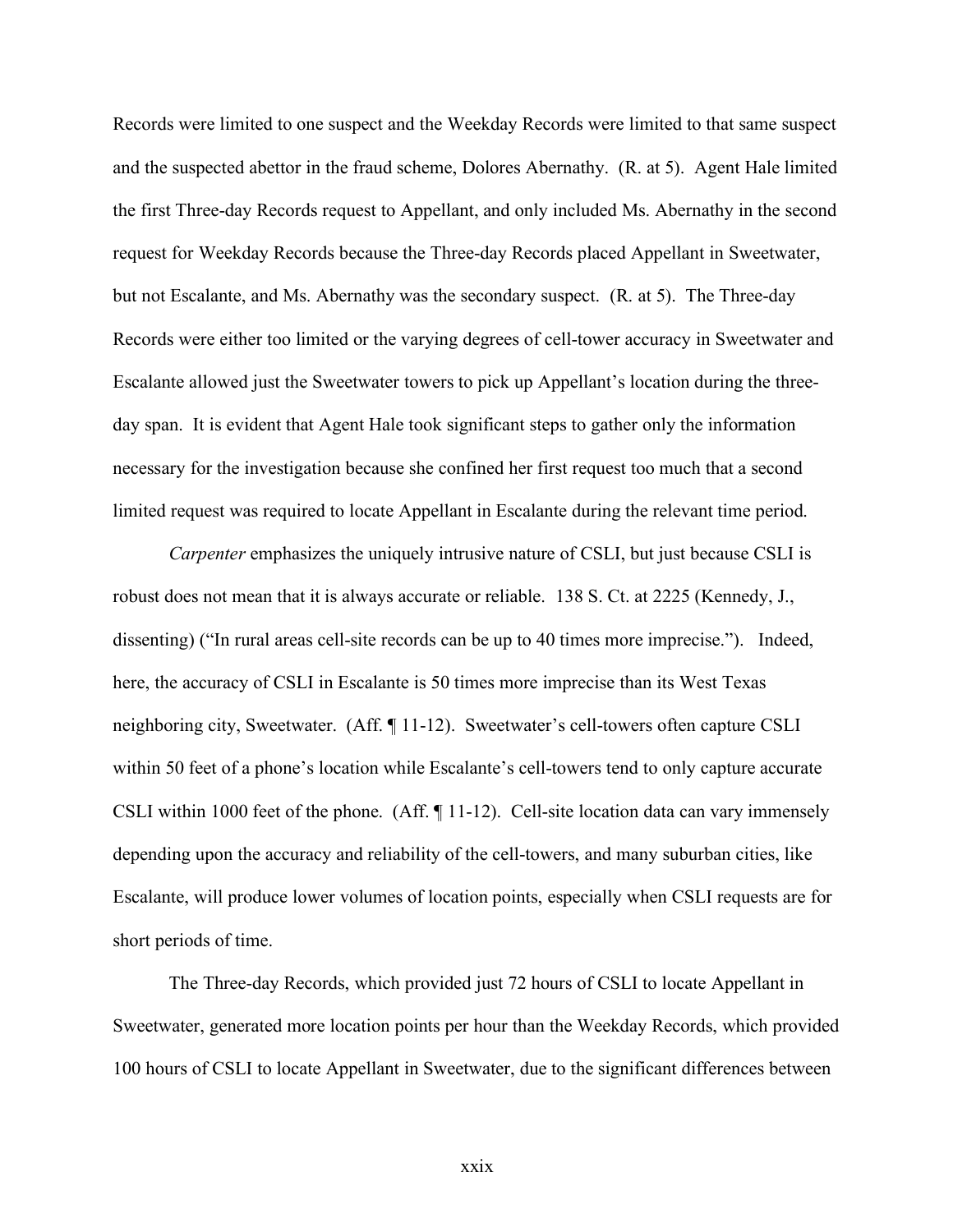Records were limited to one suspect and the Weekday Records were limited to that same suspect and the suspected abettor in the fraud scheme, Dolores Abernathy. (R. at 5). Agent Hale limited the first Three-day Records request to Appellant, and only included Ms. Abernathy in the second request for Weekday Records because the Three-day Records placed Appellant in Sweetwater, but not Escalante, and Ms. Abernathy was the secondary suspect. (R. at 5). The Three-day Records were either too limited or the varying degrees of cell-tower accuracy in Sweetwater and Escalante allowed just the Sweetwater towers to pick up Appellant's location during the three-day span. It is evident that Agent Hale took significant steps to gather only the information necessary for the investigation because she confined her first request too much that a second limited request was required to locate Appellant in Escalante during the relevant time period.

*Carpenter* emphasizes the uniquely intrusive nature of CSLI, but just because CSLI is robust does not mean that it is always accurate or reliable. 138 S. Ct. at 2225 (Kennedy, J., dissenting) ("In rural areas cell-site records can be up to 40 times more imprecise."). Indeed, here, the accuracy of CSLI in Escalante is 50 times more imprecise than its West Texas neighboring city, Sweetwater. (Aff. ¶ 11-12). Sweetwater's cell-towers often capture CSLI within 50 feet of a phone's location while Escalante's cell-towers tend to only capture accurate CSLI within 1000 feet of the phone. (Aff. ¶ 11-12). Cell-site location data can vary immensely depending upon the accuracy and reliability of the cell-towers, and many suburban cities, like Escalante, will produce lower volumes of location points, especially when CSLI requests are for short periods of time.

The Three-day Records, which provided just 72 hours of CSLI to locate Appellant in Sweetwater, generated more location points per hour than the Weekday Records, which provided 100 hours of CSLI to locate Appellant in Sweetwater, due to the significant differences between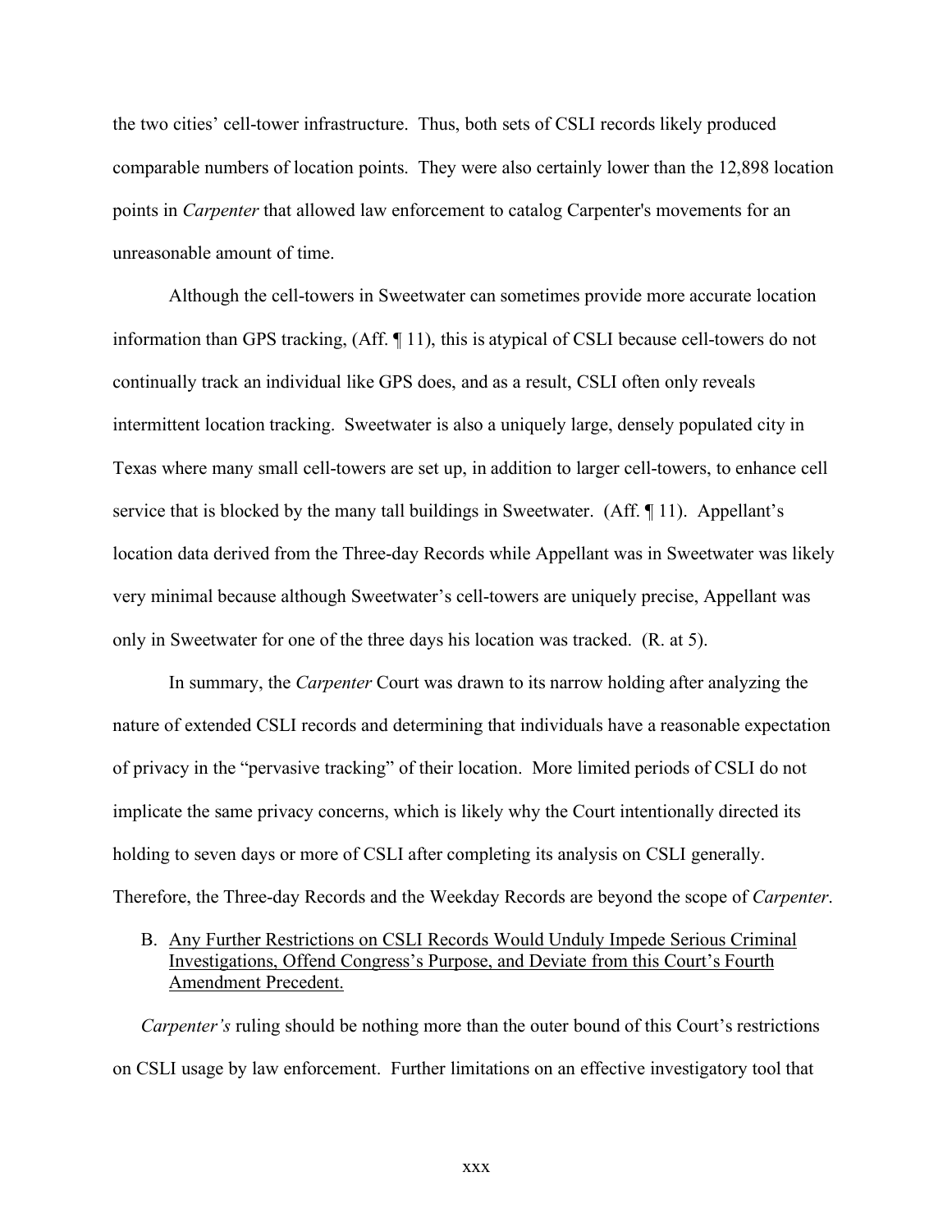the two cities' cell-tower infrastructure. Thus, both sets of CSLI records likely produced comparable numbers of location points. They were also certainly lower than the 12,898 location points in *Carpenter* that allowed law enforcement to catalog Carpenter's movements for an unreasonable amount of time.

Although the cell-towers in Sweetwater can sometimes provide more accurate location information than GPS tracking, (Aff. ¶ 11), this is atypical of CSLI because cell-towers do not continually track an individual like GPS does, and as a result, CSLI often only reveals intermittent location tracking. Sweetwater is also a uniquely large, densely populated city in Texas where many small cell-towers are set up, in addition to larger cell-towers, to enhance cell service that is blocked by the many tall buildings in Sweetwater. (Aff. ¶ 11). Appellant's location data derived from the Three-day Records while Appellant was in Sweetwater was likely very minimal because although Sweetwater's cell-towers are uniquely precise, Appellant was only in Sweetwater for one of the three days his location was tracked. (R. at 5).

In summary, the *Carpenter* Court was drawn to its narrow holding after analyzing the nature of extended CSLI records and determining that individuals have a reasonable expectation of privacy in the "pervasive tracking" of their location. More limited periods of CSLI do not implicate the same privacy concerns, which is likely why the Court intentionally directed its holding to seven days or more of CSLI after completing its analysis on CSLI generally. Therefore, the Three-day Records and the Weekday Records are beyond the scope of *Carpenter*.

B. Any Further Restrictions on CSLI Records Would Unduly Impede Serious Criminal Investigations, Offend Congress's Purpose, and Deviate from this Court's Fourth Amendment Precedent.

*Carpenter's* ruling should be nothing more than the outer bound of this Court's restrictions on CSLI usage by law enforcement. Further limitations on an effective investigatory tool that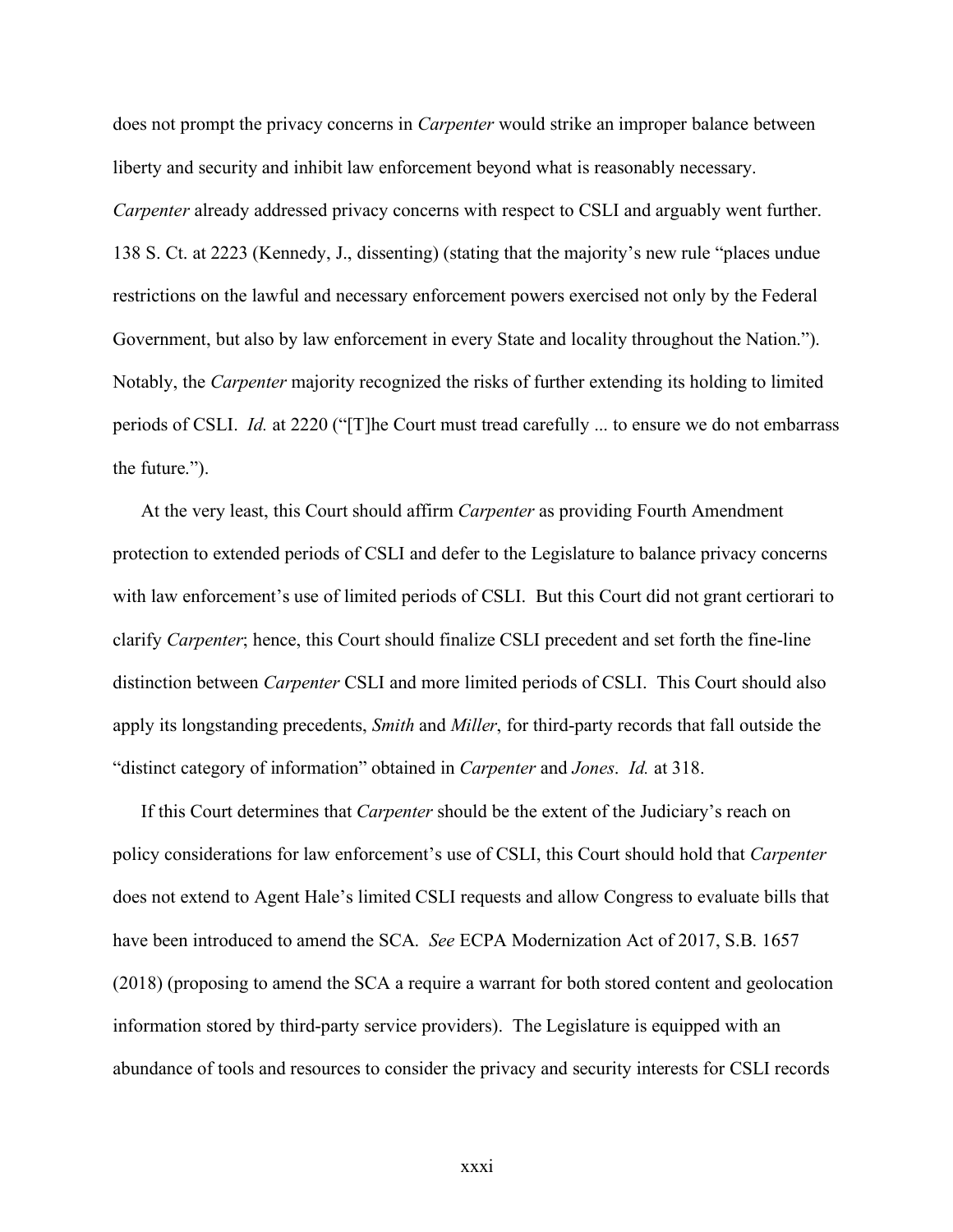does not prompt the privacy concerns in *Carpenter* would strike an improper balance between liberty and security and inhibit law enforcement beyond what is reasonably necessary. *Carpenter* already addressed privacy concerns with respect to CSLI and arguably went further. 138 S. Ct. at 2223 (Kennedy, J., dissenting) (stating that the majority's new rule "places undue restrictions on the lawful and necessary enforcement powers exercised not only by the Federal Government, but also by law enforcement in every State and locality throughout the Nation."). Notably, the *Carpenter* majority recognized the risks of further extending its holding to limited periods of CSLI. *Id.* at 2220 ("[T]he Court must tread carefully ... to ensure we do not embarrass the future.").

At the very least, this Court should affirm *Carpenter* as providing Fourth Amendment protection to extended periods of CSLI and defer to the Legislature to balance privacy concerns with law enforcement's use of limited periods of CSLI. But this Court did not grant certiorari to clarify *Carpenter*; hence, this Court should finalize CSLI precedent and set forth the fine-line distinction between *Carpenter* CSLI and more limited periods of CSLI. This Court should also apply its longstanding precedents, *Smith* and *Miller*, for third-party records that fall outside the "distinct category of information" obtained in *Carpenter* and *Jones*. *Id.* at 318.

If this Court determines that *Carpenter* should be the extent of the Judiciary's reach on policy considerations for law enforcement's use of CSLI, this Court should hold that *Carpenter* does not extend to Agent Hale's limited CSLI requests and allow Congress to evaluate bills that have been introduced to amend the SCA. *See* ECPA Modernization Act of 2017, S.B. 1657 (2018) (proposing to amend the SCA a require a warrant for both stored content and geolocation information stored by third-party service providers). The Legislature is equipped with an abundance of tools and resources to consider the privacy and security interests for CSLI records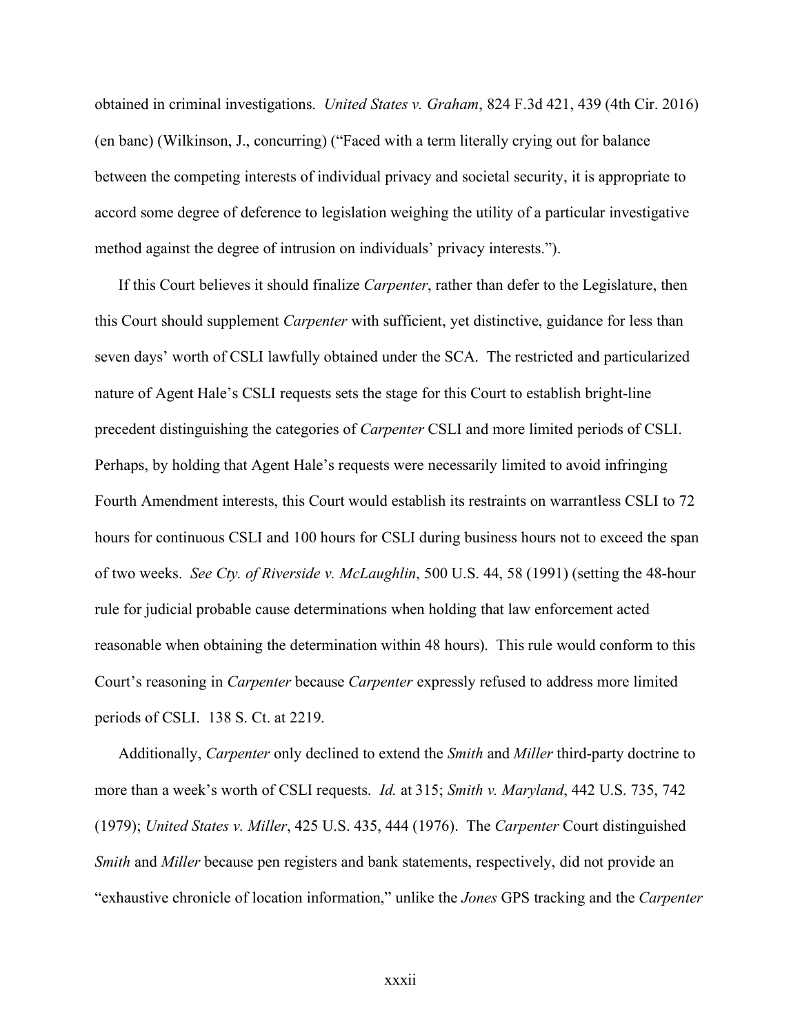obtained in criminal investigations. *United States v. Graham*, 824 F.3d 421, 439 (4th Cir. 2016) (en banc) (Wilkinson, J., concurring) ("Faced with a term literally crying out for balance between the competing interests of individual privacy and societal security, it is appropriate to accord some degree of deference to legislation weighing the utility of a particular investigative method against the degree of intrusion on individuals' privacy interests.").

If this Court believes it should finalize *Carpenter*, rather than defer to the Legislature, then this Court should supplement *Carpenter* with sufficient, yet distinctive, guidance for less than seven days' worth of CSLI lawfully obtained under the SCA. The restricted and particularized nature of Agent Hale's CSLI requests sets the stage for this Court to establish bright-line precedent distinguishing the categories of *Carpenter* CSLI and more limited periods of CSLI. Perhaps, by holding that Agent Hale's requests were necessarily limited to avoid infringing Fourth Amendment interests, this Court would establish its restraints on warrantless CSLI to 72 hours for continuous CSLI and 100 hours for CSLI during business hours not to exceed the span of two weeks. *See Cty. of Riverside v. McLaughlin*, 500 U.S. 44, 58 (1991) (setting the 48-hour rule for judicial probable cause determinations when holding that law enforcement acted reasonable when obtaining the determination within 48 hours). This rule would conform to this Court's reasoning in *Carpenter* because *Carpenter* expressly refused to address more limited periods of CSLI. 138 S. Ct. at 2219.

Additionally, *Carpenter* only declined to extend the *Smith* and *Miller* third-party doctrine to more than a week's worth of CSLI requests. *Id.* at 315; *Smith v. Maryland*, 442 U.S. 735, 742 (1979); *United States v. Miller*, 425 U.S. 435, 444 (1976). The *Carpenter* Court distinguished *Smith* and *Miller* because pen registers and bank statements, respectively, did not provide an "exhaustive chronicle of location information," unlike the *Jones* GPS tracking and the *Carpenter*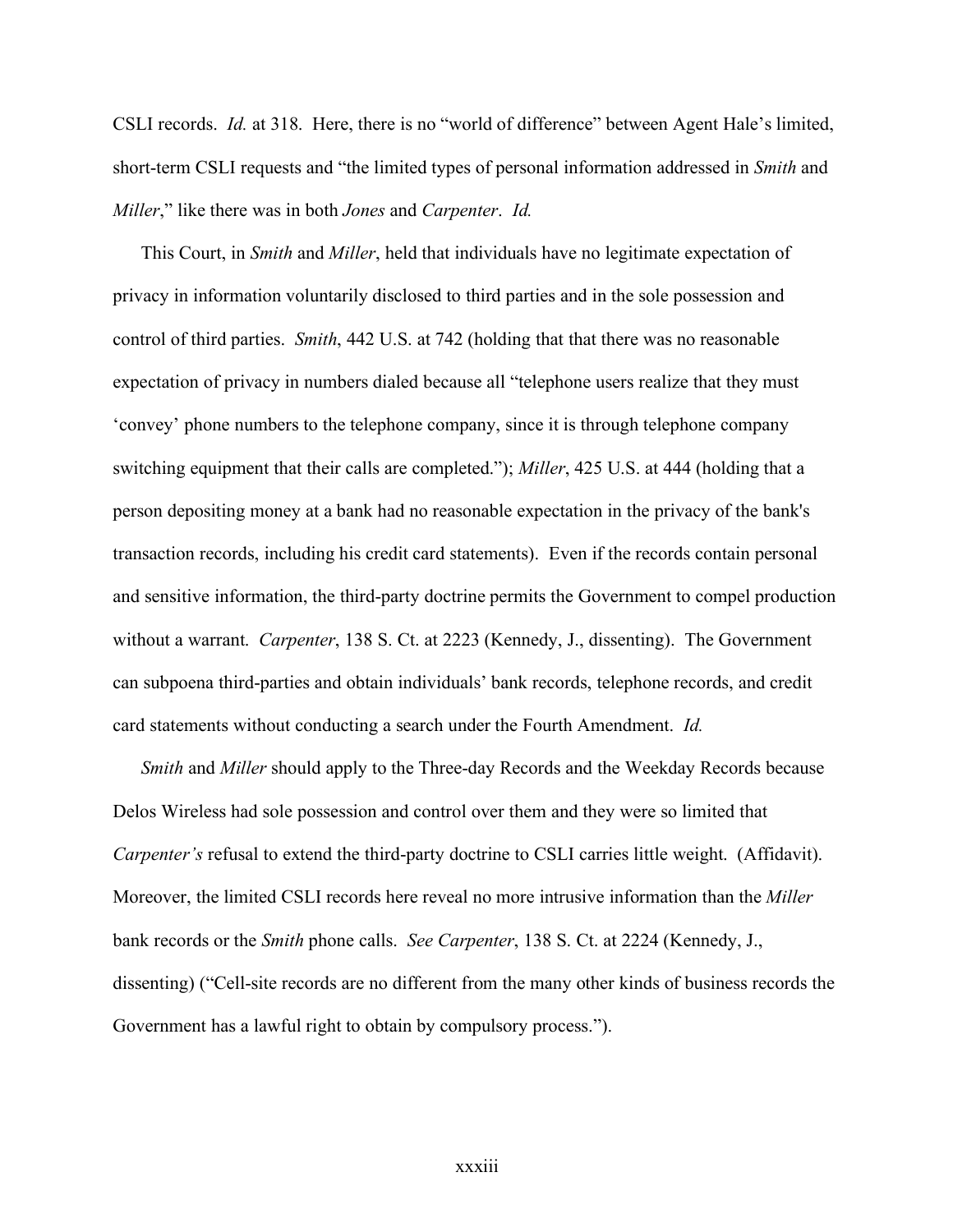CSLI records. *Id.* at 318. Here, there is no "world of difference" between Agent Hale's limited, short-term CSLI requests and "the limited types of personal information addressed in *Smith* and *Miller*," like there was in both *Jones* and *Carpenter*. *Id.*

This Court, in *Smith* and *Miller*, held that individuals have no legitimate expectation of privacy in information voluntarily disclosed to third parties and in the sole possession and control of third parties. *Smith*, 442 U.S. at 742 (holding that that there was no reasonable expectation of privacy in numbers dialed because all "telephone users realize that they must 'convey' phone numbers to the telephone company, since it is through telephone company switching equipment that their calls are completed."); *Miller*, 425 U.S. at 444 (holding that a person depositing money at a bank had no reasonable expectation in the privacy of the bank's transaction records, including his credit card statements). Even if the records contain personal and sensitive information, the third-party doctrine permits the Government to compel production without a warrant. *Carpenter*, 138 S. Ct. at 2223 (Kennedy, J., dissenting). The Government can subpoena third-parties and obtain individuals' bank records, telephone records, and credit card statements without conducting a search under the Fourth Amendment. *Id.*

*Smith* and *Miller* should apply to the Three-day Records and the Weekday Records because Delos Wireless had sole possession and control over them and they were so limited that *Carpenter's* refusal to extend the third-party doctrine to CSLI carries little weight. (Affidavit). Moreover, the limited CSLI records here reveal no more intrusive information than the *Miller* bank records or the *Smith* phone calls. *See Carpenter*, 138 S. Ct. at 2224 (Kennedy, J., dissenting) ("Cell-site records are no different from the many other kinds of business records the Government has a lawful right to obtain by compulsory process.").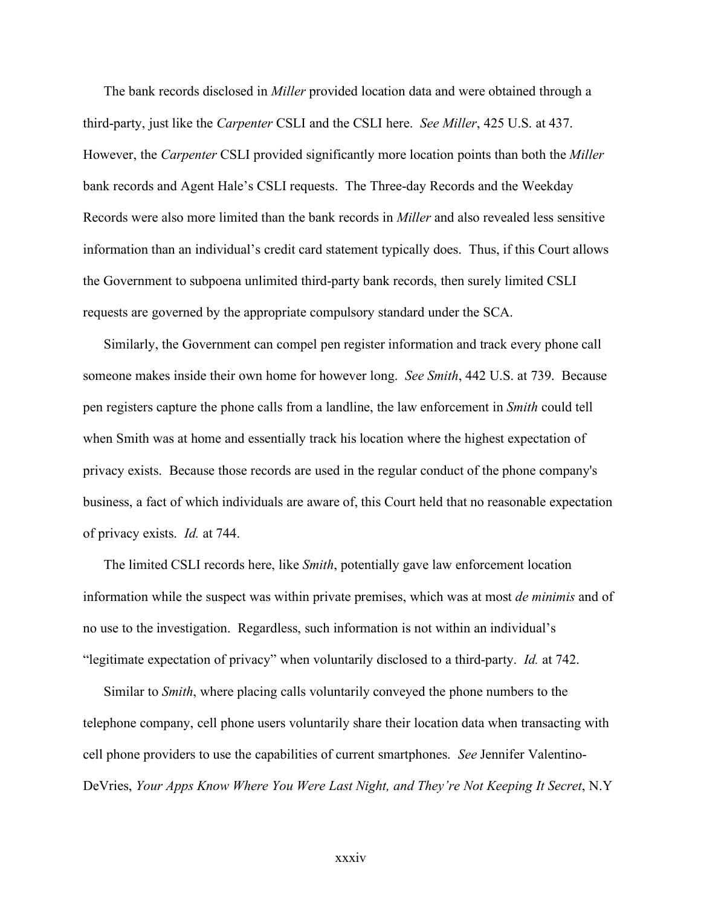The bank records disclosed in *Miller* provided location data and were obtained through a third-party, just like the *Carpenter* CSLI and the CSLI here. *See Miller*, 425 U.S. at 437. However, the *Carpenter* CSLI provided significantly more location points than both the *Miller* bank records and Agent Hale's CSLI requests. The Three-day Records and the Weekday Records were also more limited than the bank records in *Miller* and also revealed less sensitive information than an individual's credit card statement typically does. Thus, if this Court allows the Government to subpoena unlimited third-party bank records, then surely limited CSLI requests are governed by the appropriate compulsory standard under the SCA.

Similarly, the Government can compel pen register information and track every phone call someone makes inside their own home for however long. *See Smith*, 442 U.S. at 739. Because pen registers capture the phone calls from a landline, the law enforcement in *Smith* could tell when Smith was at home and essentially track his location where the highest expectation of privacy exists. Because those records are used in the regular conduct of the phone company's business, a fact of which individuals are aware of, this Court held that no reasonable expectation of privacy exists. *Id.* at 744.

The limited CSLI records here, like *Smith*, potentially gave law enforcement location information while the suspect was within private premises, which was at most *de minimis* and of no use to the investigation. Regardless, such information is not within an individual's "legitimate expectation of privacy" when voluntarily disclosed to a third-party. *Id.* at 742.

Similar to *Smith*, where placing calls voluntarily conveyed the phone numbers to the telephone company, cell phone users voluntarily share their location data when transacting with cell phone providers to use the capabilities of current smartphones. *See* Jennifer Valentino-DeVries, *Your Apps Know Where You Were Last Night, and They're Not Keeping It Secret*, N.Y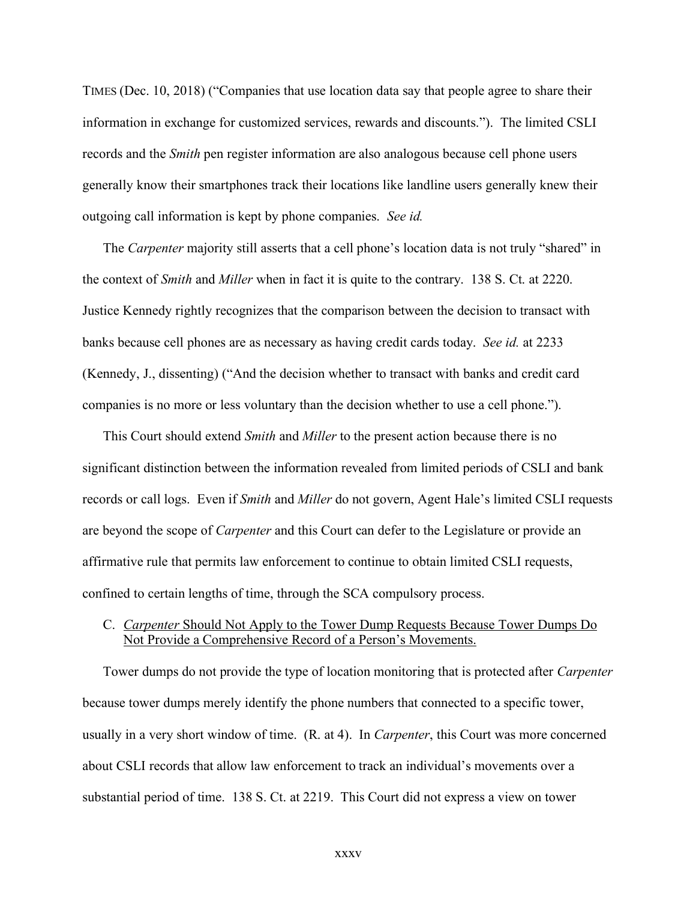TIMES (Dec. 10, 2018) ("Companies that use location data say that people agree to share their information in exchange for customized services, rewards and discounts."). The limited CSLI records and the *Smith* pen register information are also analogous because cell phone users generally know their smartphones track their locations like landline users generally knew their outgoing call information is kept by phone companies. *See id.*

The *Carpenter* majority still asserts that a cell phone's location data is not truly "shared" in the context of *Smith* and *Miller* when in fact it is quite to the contrary. 138 S. Ct. at 2220. Justice Kennedy rightly recognizes that the comparison between the decision to transact with banks because cell phones are as necessary as having credit cards today. *See id.* at 2233 (Kennedy, J., dissenting) ("And the decision whether to transact with banks and credit card companies is no more or less voluntary than the decision whether to use a cell phone.").

This Court should extend *Smith* and *Miller* to the present action because there is no significant distinction between the information revealed from limited periods of CSLI and bank records or call logs. Even if *Smith* and *Miller* do not govern, Agent Hale's limited CSLI requests are beyond the scope of *Carpenter* and this Court can defer to the Legislature or provide an affirmative rule that permits law enforcement to continue to obtain limited CSLI requests, confined to certain lengths of time, through the SCA compulsory process.

### C. *Carpenter* Should Not Apply to the Tower Dump Requests Because Tower Dumps Do Not Provide a Comprehensive Record of a Person's Movements.

Tower dumps do not provide the type of location monitoring that is protected after *Carpenter* because tower dumps merely identify the phone numbers that connected to a specific tower, usually in a very short window of time. (R. at 4). In *Carpenter*, this Court was more concerned about CSLI records that allow law enforcement to track an individual's movements over a substantial period of time. 138 S. Ct. at 2219. This Court did not express a view on tower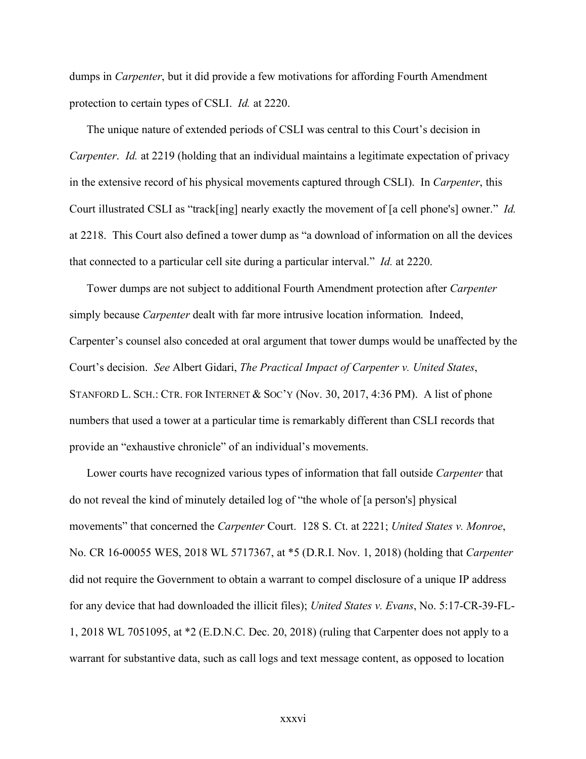dumps in *Carpenter*, but it did provide a few motivations for affording Fourth Amendment protection to certain types of CSLI. *Id.* at 2220.

The unique nature of extended periods of CSLI was central to this Court's decision in *Carpenter*. *Id.* at 2219 (holding that an individual maintains a legitimate expectation of privacy in the extensive record of his physical movements captured through CSLI). In *Carpenter*, this Court illustrated CSLI as "track[ing] nearly exactly the movement of [a cell phone's] owner." *Id.* at 2218. This Court also defined a tower dump as "a download of information on all the devices that connected to a particular cell site during a particular interval." *Id.* at 2220.

Tower dumps are not subject to additional Fourth Amendment protection after *Carpenter* simply because *Carpenter* dealt with far more intrusive location information. Indeed, Carpenter's counsel also conceded at oral argument that tower dumps would be unaffected by the Court's decision. *See* Albert Gidari, *The Practical Impact of Carpenter v. United States*, STANFORD L. SCH.: CTR. FOR INTERNET & SOC'Y (Nov. 30, 2017, 4:36 PM). A list of phone numbers that used a tower at a particular time is remarkably different than CSLI records that provide an "exhaustive chronicle" of an individual's movements.

Lower courts have recognized various types of information that fall outside *Carpenter* that do not reveal the kind of minutely detailed log of "the whole of [a person's] physical movements" that concerned the *Carpenter* Court. 128 S. Ct. at 2221; *United States v. Monroe*, No. CR 16-00055 WES, 2018 WL 5717367, at *5 (D.R.I. Nov. 1, 2018) (holding that *Carpenter* did not require the Government to obtain a warrant to compel disclosure of a unique IP address for any device that had downloaded the illicit files); *United States v. Evans*, No. 5:17-CR-39-FL-1, 2018 WL 7051095, at *2 (E.D.N.C. Dec. 20, 2018) (ruling that Carpenter does not apply to a warrant for substantive data, such as call logs and text message content, as opposed to location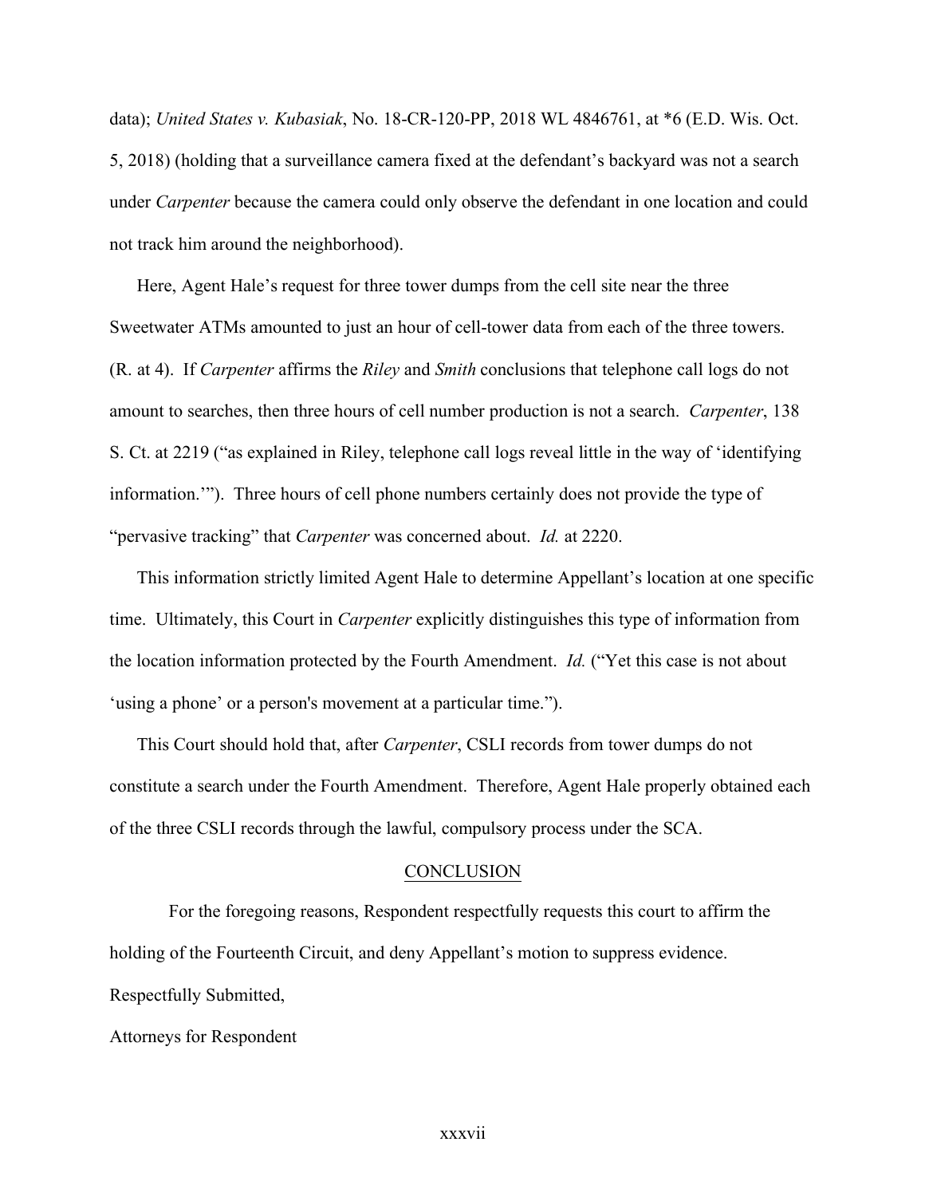data); *United States v. Kubasiak*, No. 18-CR-120-PP, 2018 WL 4846761, at *6 (E.D. Wis. Oct. 5, 2018) (holding that a surveillance camera fixed at the defendant's backyard was not a search under *Carpenter* because the camera could only observe the defendant in one location and could not track him around the neighborhood).

Here, Agent Hale's request for three tower dumps from the cell site near the three Sweetwater ATMs amounted to just an hour of cell-tower data from each of the three towers. (R. at 4). If *Carpenter* affirms the *Riley* and *Smith* conclusions that telephone call logs do not amount to searches, then three hours of cell number production is not a search. *Carpenter*, 138 S. Ct. at 2219 ("as explained in Riley, telephone call logs reveal little in the way of 'identifying information.'"). Three hours of cell phone numbers certainly does not provide the type of "pervasive tracking" that *Carpenter* was concerned about. *Id.* at 2220.

This information strictly limited Agent Hale to determine Appellant's location at one specific time. Ultimately, this Court in *Carpenter* explicitly distinguishes this type of information from the location information protected by the Fourth Amendment. *Id.* ("Yet this case is not about 'using a phone' or a person's movement at a particular time.").

This Court should hold that, after *Carpenter*, CSLI records from tower dumps do not constitute a search under the Fourth Amendment. Therefore, Agent Hale properly obtained each of the three CSLI records through the lawful, compulsory process under the SCA.

## CONCLUSION

For the foregoing reasons, Respondent respectfully requests this court to affirm the holding of the Fourteenth Circuit, and deny Appellant's motion to suppress evidence.

Respectfully Submitted,

Attorneys for Respondent